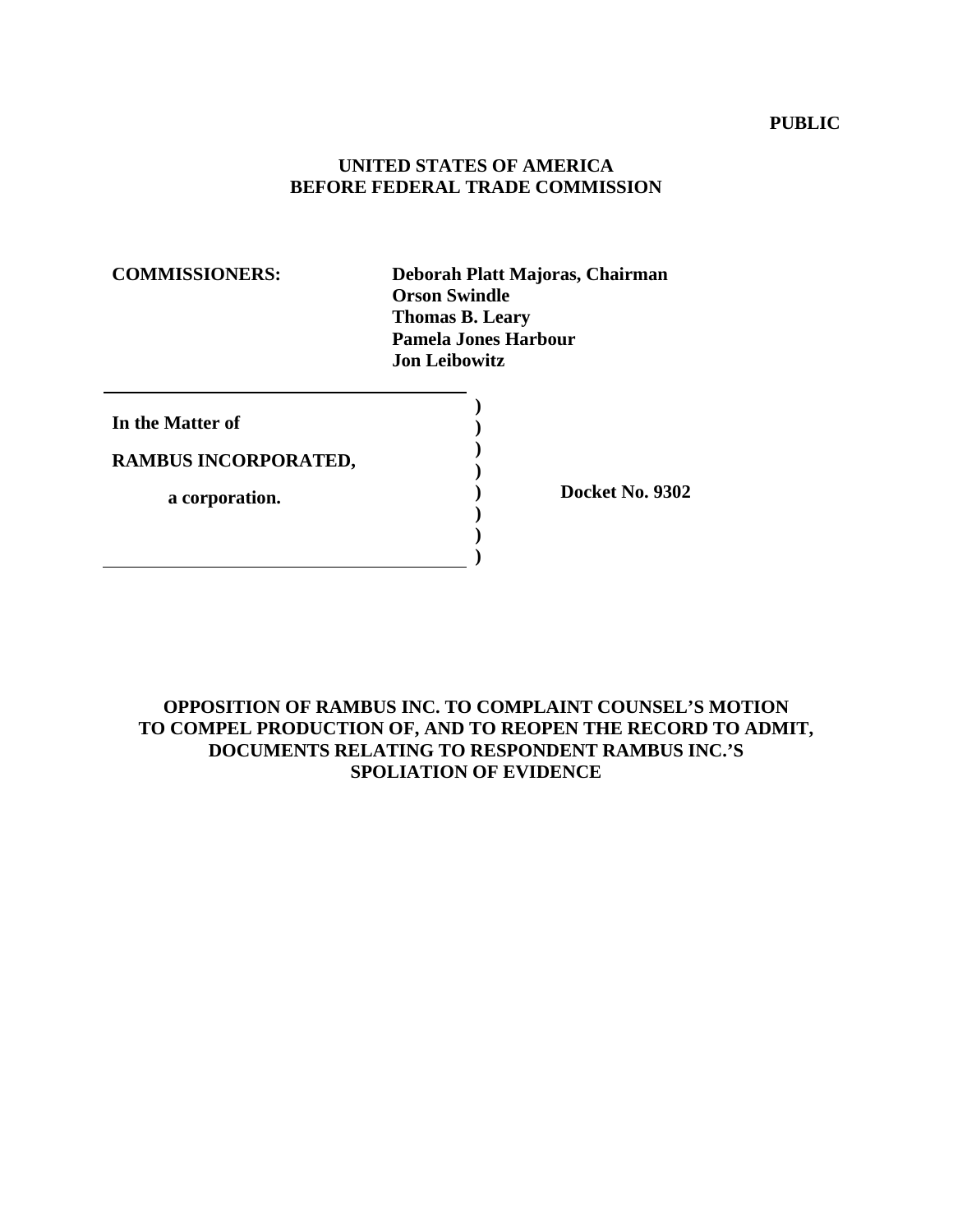**PUBLIC**

**UNITED STATES OF AMERICA**
**BEFORE FEDERAL TRADE COMMISSION**

**COMMISSIONERS:**

**Deborah Platt Majoras, Chairman**
**Orson Swindle**
**Thomas B. Leary**
**Pamela Jones Harbour**
**Jon Leibowitz**

| | |
|---|---|
| **In the Matter of**<br><br>**RAMBUS INCORPORATED,**<br><br>**a corporation.** | **Docket No. 9302** |

**OPPOSITION OF RAMBUS INC. TO COMPLAINT COUNSEL'S MOTION TO COMPEL PRODUCTION OF, AND TO REOPEN THE RECORD TO ADMIT, DOCUMENTS RELATING TO RESPONDENT RAMBUS INC.'S SPOLIATION OF EVIDENCE**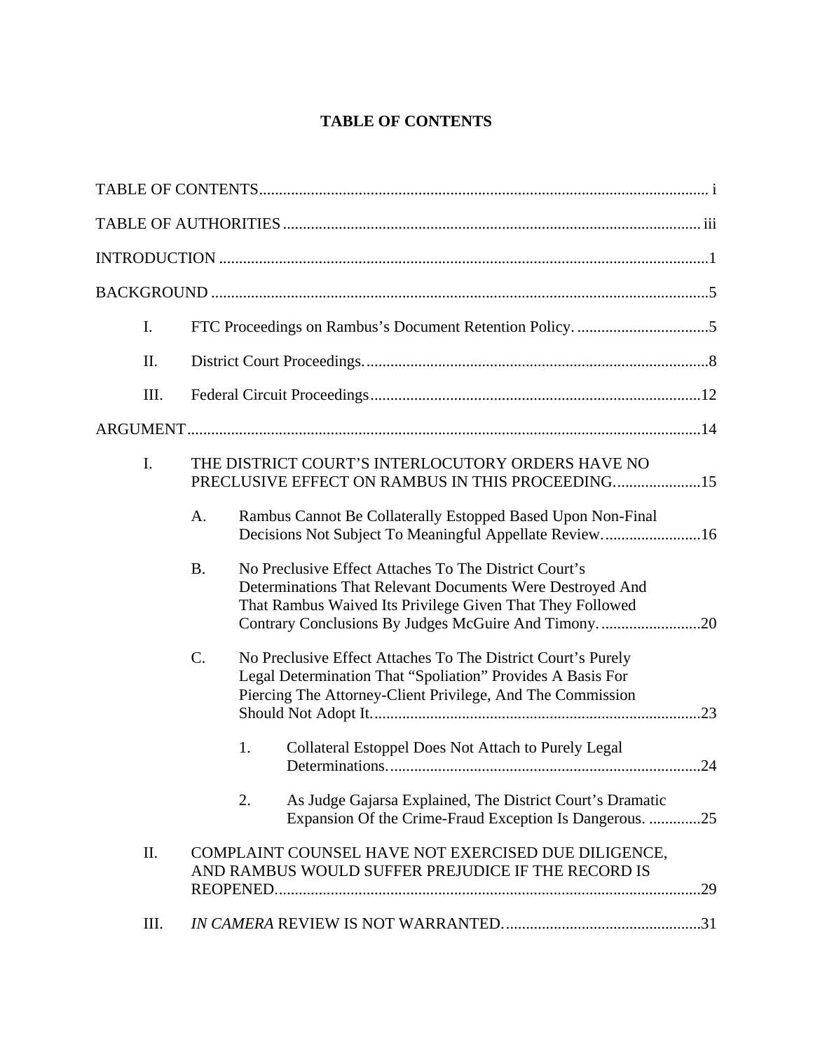# TABLE OF CONTENTS

TABLE OF CONTENTS .................................................................................................................... i

TABLE OF AUTHORITIES ......................................................................................................... iii

INTRODUCTION ...........................................................................................................................1

BACKGROUND .............................................................................................................................5

I. FTC Proceedings on Rambus's Document Retention Policy. .................................5

II. District Court Proceedings. ......................................................................................8

III. Federal Circuit Proceedings ...................................................................................12

ARGUMENT .................................................................................................................................14

I. THE DISTRICT COURT'S INTERLOCUTORY ORDERS HAVE NO PRECLUSIVE EFFECT ON RAMBUS IN THIS PROCEEDING......................15

   A. Rambus Cannot Be Collaterally Estopped Based Upon Non-Final Decisions Not Subject To Meaningful Appellate Review.........................16

   B. No Preclusive Effect Attaches To The District Court's Determinations That Relevant Documents Were Destroyed And That Rambus Waived Its Privilege Given That They Followed Contrary Conclusions By Judges McGuire And Timony. .........................20

   C. No Preclusive Effect Attaches To The District Court's Purely Legal Determination That "Spoliation" Provides A Basis For Piercing The Attorney-Client Privilege, And The Commission Should Not Adopt It. ..................................................................................23

      1. Collateral Estoppel Does Not Attach to Purely Legal Determinations. .............................................................................24

      2. As Judge Gajarsa Explained, The District Court's Dramatic Expansion Of the Crime-Fraud Exception Is Dangerous. .............25

II. COMPLAINT COUNSEL HAVE NOT EXERCISED DUE DILIGENCE, AND RAMBUS WOULD SUFFER PREJUDICE IF THE RECORD IS REOPENED...........................................................................................................29

III. *IN CAMERA* REVIEW IS NOT WARRANTED. .................................................31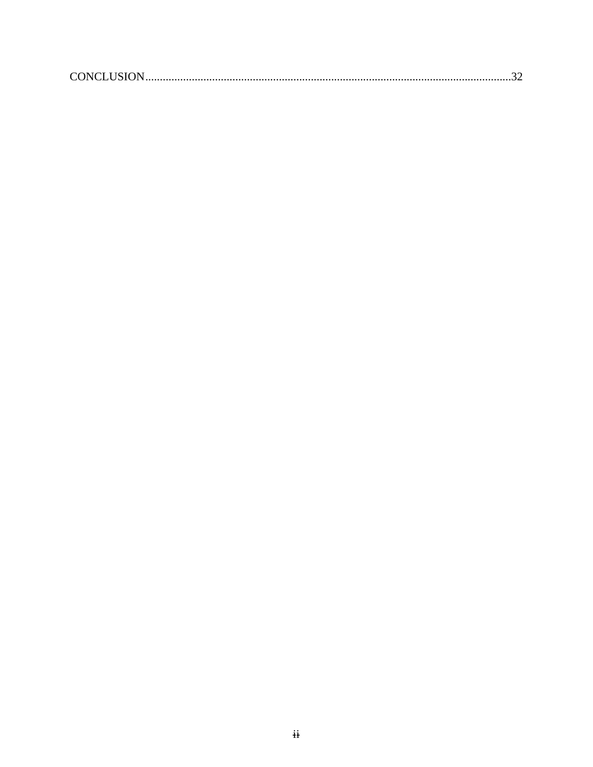CONCLUSION..............................................................................................................................32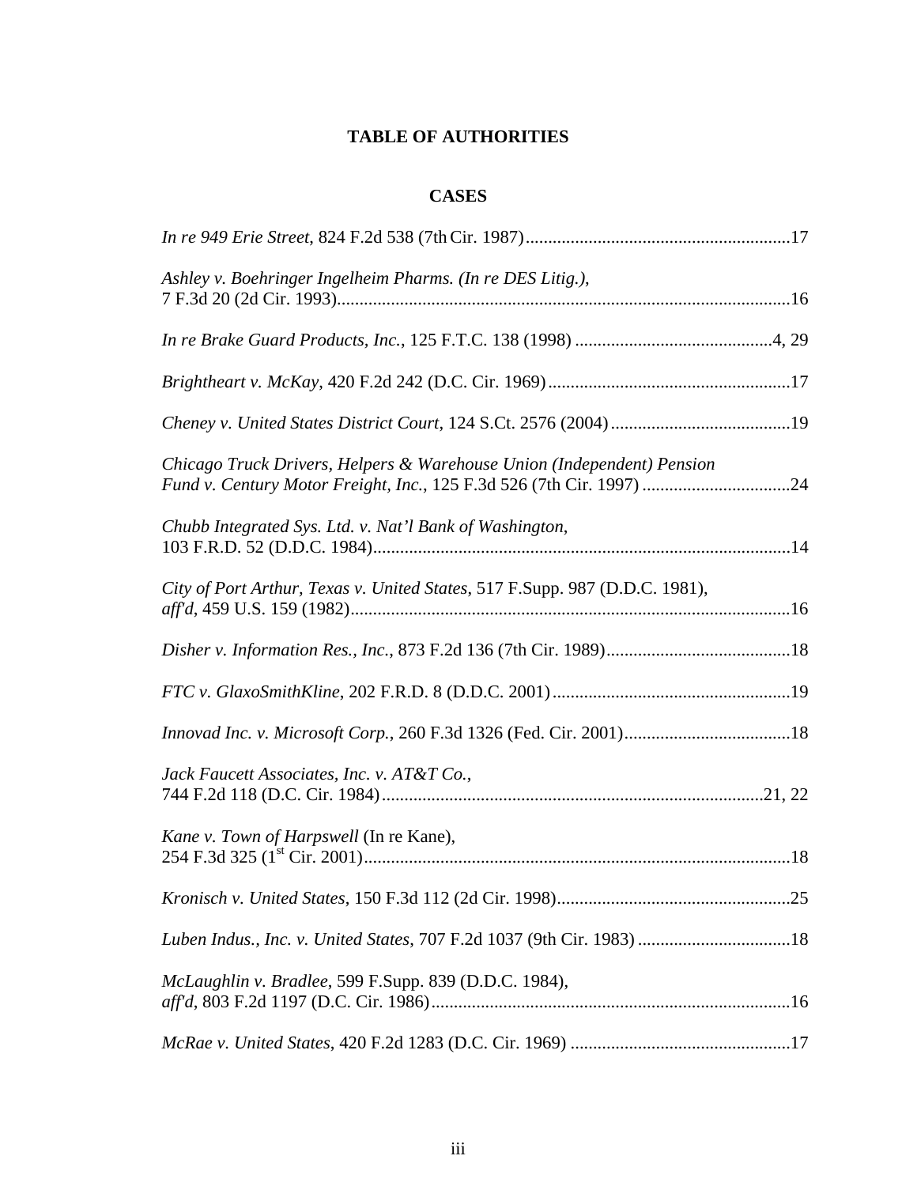# TABLE OF AUTHORITIES

## CASES

*In re 949 Erie Street*, 824 F.2d 538 (7th Cir. 1987) ..........................................................17

*Ashley v. Boehringer Ingelheim Pharms. (In re DES Litig.)*, 7 F.3d 20 (2d Cir. 1993) ..........................................................16

*In re Brake Guard Products, Inc.*, 125 F.T.C. 138 (1998) ..........................................................4, 29

*Brightheart v. McKay*, 420 F.2d 242 (D.C. Cir. 1969) ..........................................................17

*Cheney v. United States District Court*, 124 S.Ct. 2576 (2004) ..........................................................19

*Chicago Truck Drivers, Helpers & Warehouse Union (Independent) Pension Fund v. Century Motor Freight, Inc.*, 125 F.3d 526 (7th Cir. 1997) ..........................................................24

*Chubb Integrated Sys. Ltd. v. Nat'l Bank of Washington*, 103 F.R.D. 52 (D.D.C. 1984) ..........................................................14

*City of Port Arthur, Texas v. United States*, 517 F.Supp. 987 (D.D.C. 1981), *aff'd*, 459 U.S. 159 (1982) ..........................................................16

*Disher v. Information Res., Inc.*, 873 F.2d 136 (7th Cir. 1989) ..........................................................18

*FTC v. GlaxoSmithKline*, 202 F.R.D. 8 (D.D.C. 2001) ..........................................................19

*Innovad Inc. v. Microsoft Corp.*, 260 F.3d 1326 (Fed. Cir. 2001) ..........................................................18

*Jack Faucett Associates, Inc. v. AT&T Co.*, 744 F.2d 118 (D.C. Cir. 1984) ..........................................................21, 22

*Kane v. Town of Harpswell* (In re Kane), 254 F.3d 325 (1st Cir. 2001) ..........................................................18

*Kronisch v. United States*, 150 F.3d 112 (2d Cir. 1998) ..........................................................25

*Luben Indus., Inc. v. United States*, 707 F.2d 1037 (9th Cir. 1983) ..........................................................18

*McLaughlin v. Bradlee*, 599 F.Supp. 839 (D.D.C. 1984), *aff'd*, 803 F.2d 1197 (D.C. Cir. 1986) ..........................................................16

*McRae v. United States*, 420 F.2d 1283 (D.C. Cir. 1969) ..........................................................17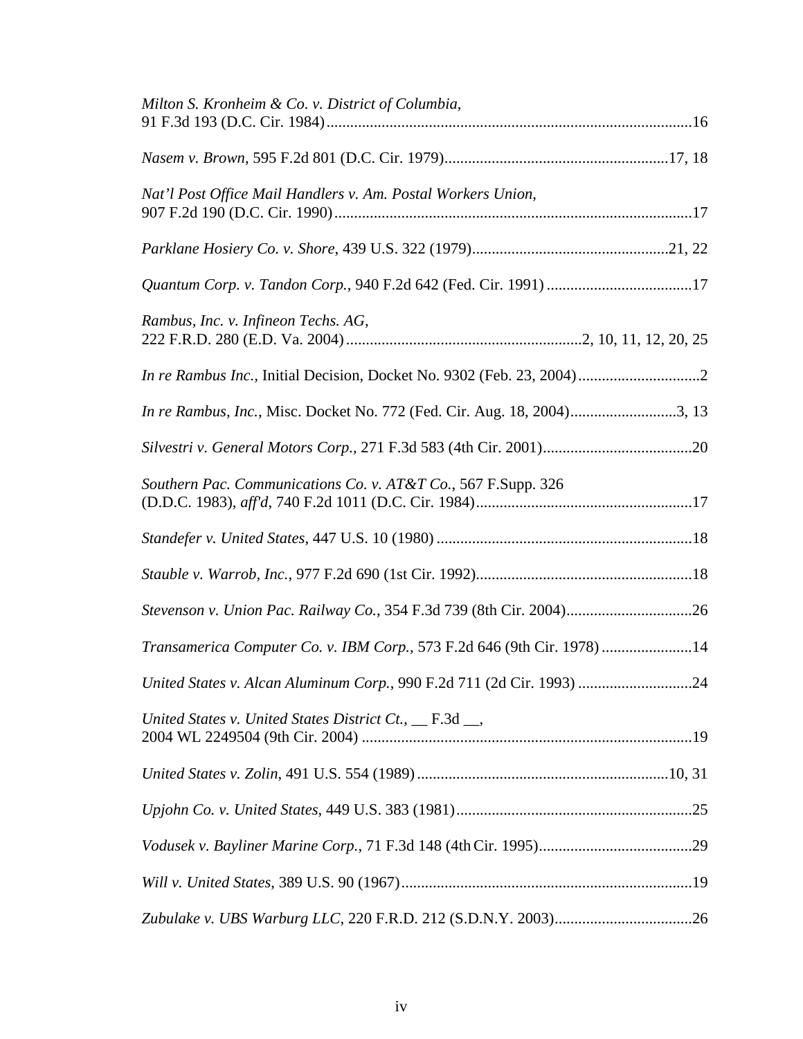*Milton S. Kronheim & Co. v. District of Columbia*, 91 F.3d 193 (D.C. Cir. 1984)..........................................................................................16

*Nasem v. Brown*, 595 F.2d 801 (D.C. Cir. 1979).........................................................17, 18

*Nat'l Post Office Mail Handlers v. Am. Postal Workers Union*, 907 F.2d 190 (D.C. Cir. 1990)..........................................................................................17

*Parklane Hosiery Co. v. Shore*, 439 U.S. 322 (1979)..................................................21, 22

*Quantum Corp. v. Tandon Corp.*, 940 F.2d 642 (Fed. Cir. 1991) .....................................17

*Rambus, Inc. v. Infineon Techs. AG*, 222 F.R.D. 280 (E.D. Va. 2004)...........................................................2, 10, 11, 12, 20, 25

*In re Rambus Inc.*, Initial Decision, Docket No. 9302 (Feb. 23, 2004)...............................2

*In re Rambus, Inc.*, Misc. Docket No. 772 (Fed. Cir. Aug. 18, 2004)...........................3, 13

*Silvestri v. General Motors Corp.*, 271 F.3d 583 (4th Cir. 2001)......................................20

*Southern Pac. Communications Co. v. AT&T Co.*, 567 F.Supp. 326 (D.D.C. 1983), *aff'd*, 740 F.2d 1011 (D.C. Cir. 1984)......................................................17

*Standefer v. United States*, 447 U.S. 10 (1980) .................................................................18

*Stauble v. Warrob, Inc.*, 977 F.2d 690 (1st Cir. 1992).......................................................18

*Stevenson v. Union Pac. Railway Co.*, 354 F.3d 739 (8th Cir. 2004)................................26

*Transamerica Computer Co. v. IBM Corp.*, 573 F.2d 646 (9th Cir. 1978) .......................14

*United States v. Alcan Aluminum Corp.*, 990 F.2d 711 (2d Cir. 1993) .............................24

*United States v. United States District Ct.*, __ F.3d __, 2004 WL 2249504 (9th Cir. 2004) ...................................................................................19

*United States v. Zolin*, 491 U.S. 554 (1989)................................................................10, 31

*Upjohn Co. v. United States*, 449 U.S. 383 (1981)............................................................25

*Vodusek v. Bayliner Marine Corp.*, 71 F.3d 148 (4th Cir. 1995).......................................29

*Will v. United States*, 389 U.S. 90 (1967)..........................................................................19

*Zubulake v. UBS Warburg LLC*, 220 F.R.D. 212 (S.D.N.Y. 2003)...................................26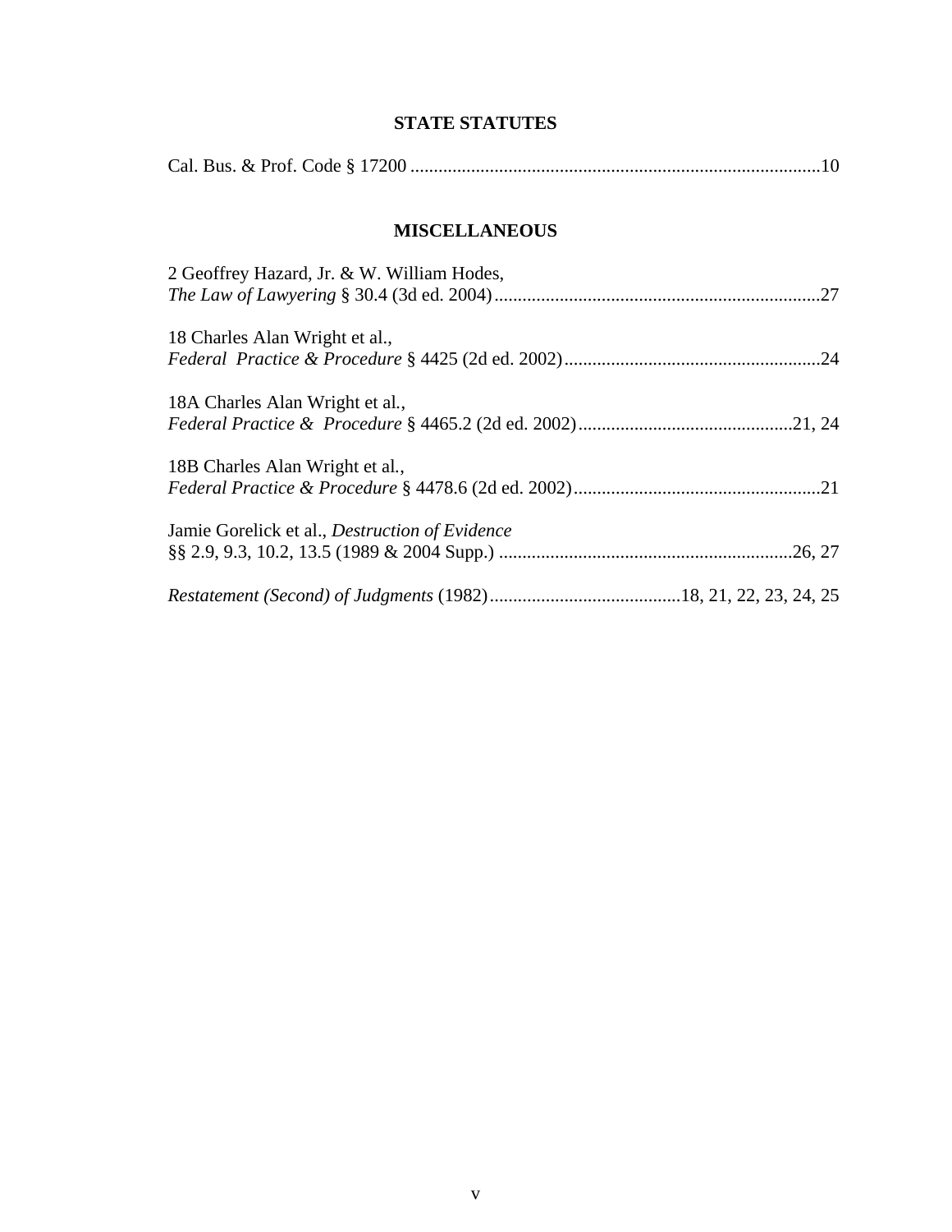## STATE STATUTES

Cal. Bus. & Prof. Code § 17200 ........................................................................................10

## MISCELLANEOUS

2 Geoffrey Hazard, Jr. & W. William Hodes,
*The Law of Lawyering* § 30.4 (3d ed. 2004)......................................................................27

18 Charles Alan Wright et al.,
*Federal Practice & Procedure* § 4425 (2d ed. 2002).......................................................24

18A Charles Alan Wright et al.,
*Federal Practice & Procedure* § 4465.2 (2d ed. 2002)..............................................21, 24

18B Charles Alan Wright et al.,
*Federal Practice & Procedure* § 4478.6 (2d ed. 2002).....................................................21

Jamie Gorelick et al., *Destruction of Evidence*
§§ 2.9, 9.3, 10.2, 13.5 (1989 & 2004 Supp.) ...............................................................26, 27

*Restatement (Second) of Judgments* (1982).........................................18, 21, 22, 23, 24, 25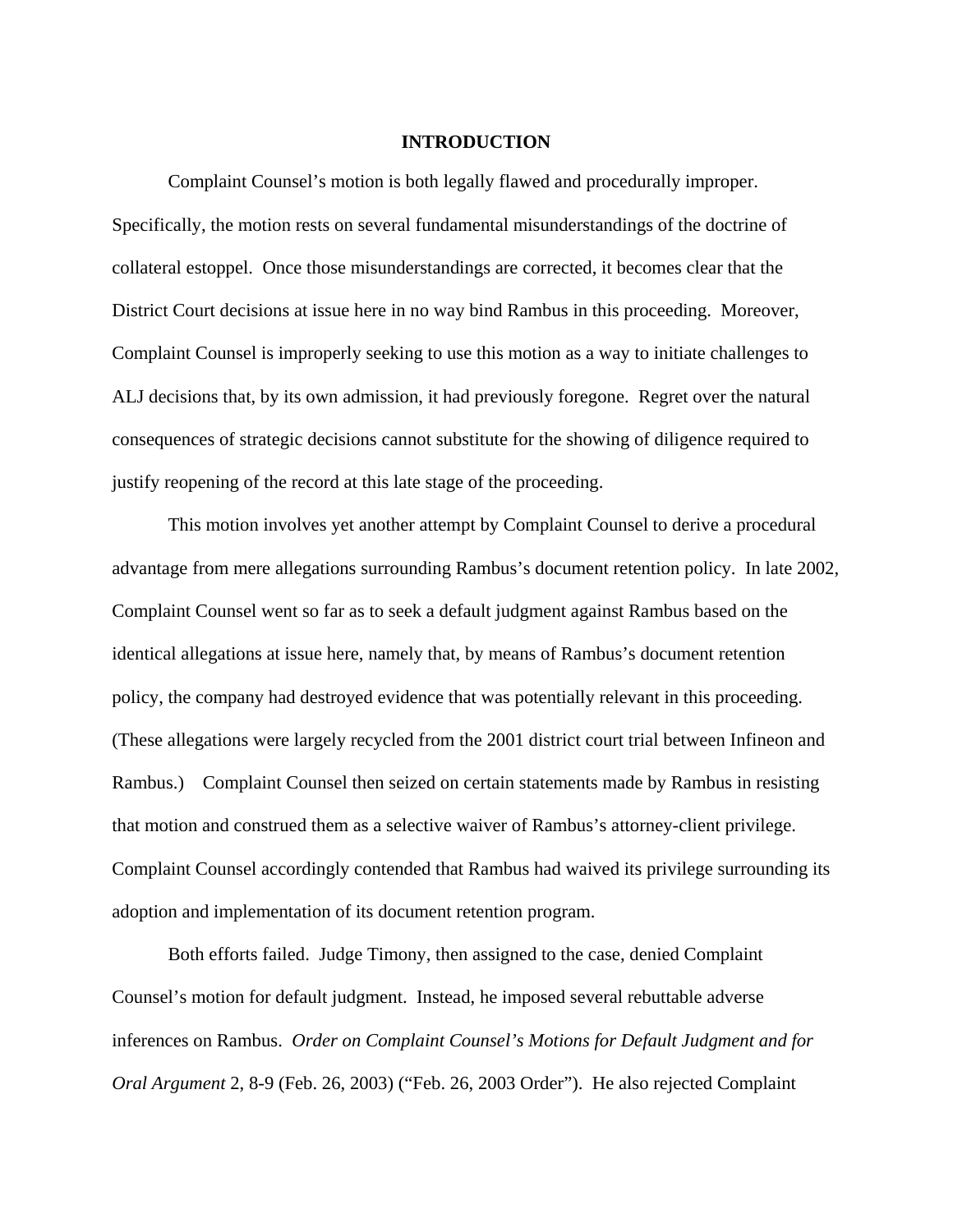# INTRODUCTION

Complaint Counsel's motion is both legally flawed and procedurally improper. Specifically, the motion rests on several fundamental misunderstandings of the doctrine of collateral estoppel. Once those misunderstandings are corrected, it becomes clear that the District Court decisions at issue here in no way bind Rambus in this proceeding. Moreover, Complaint Counsel is improperly seeking to use this motion as a way to initiate challenges to ALJ decisions that, by its own admission, it had previously foregone. Regret over the natural consequences of strategic decisions cannot substitute for the showing of diligence required to justify reopening of the record at this late stage of the proceeding.

This motion involves yet another attempt by Complaint Counsel to derive a procedural advantage from mere allegations surrounding Rambus's document retention policy. In late 2002, Complaint Counsel went so far as to seek a default judgment against Rambus based on the identical allegations at issue here, namely that, by means of Rambus's document retention policy, the company had destroyed evidence that was potentially relevant in this proceeding. (These allegations were largely recycled from the 2001 district court trial between Infineon and Rambus.) Complaint Counsel then seized on certain statements made by Rambus in resisting that motion and construed them as a selective waiver of Rambus's attorney-client privilege. Complaint Counsel accordingly contended that Rambus had waived its privilege surrounding its adoption and implementation of its document retention program.

Both efforts failed. Judge Timony, then assigned to the case, denied Complaint Counsel's motion for default judgment. Instead, he imposed several rebuttable adverse inferences on Rambus. *Order on Complaint Counsel's Motions for Default Judgment and for Oral Argument* 2, 8-9 (Feb. 26, 2003) ("Feb. 26, 2003 Order"). He also rejected Complaint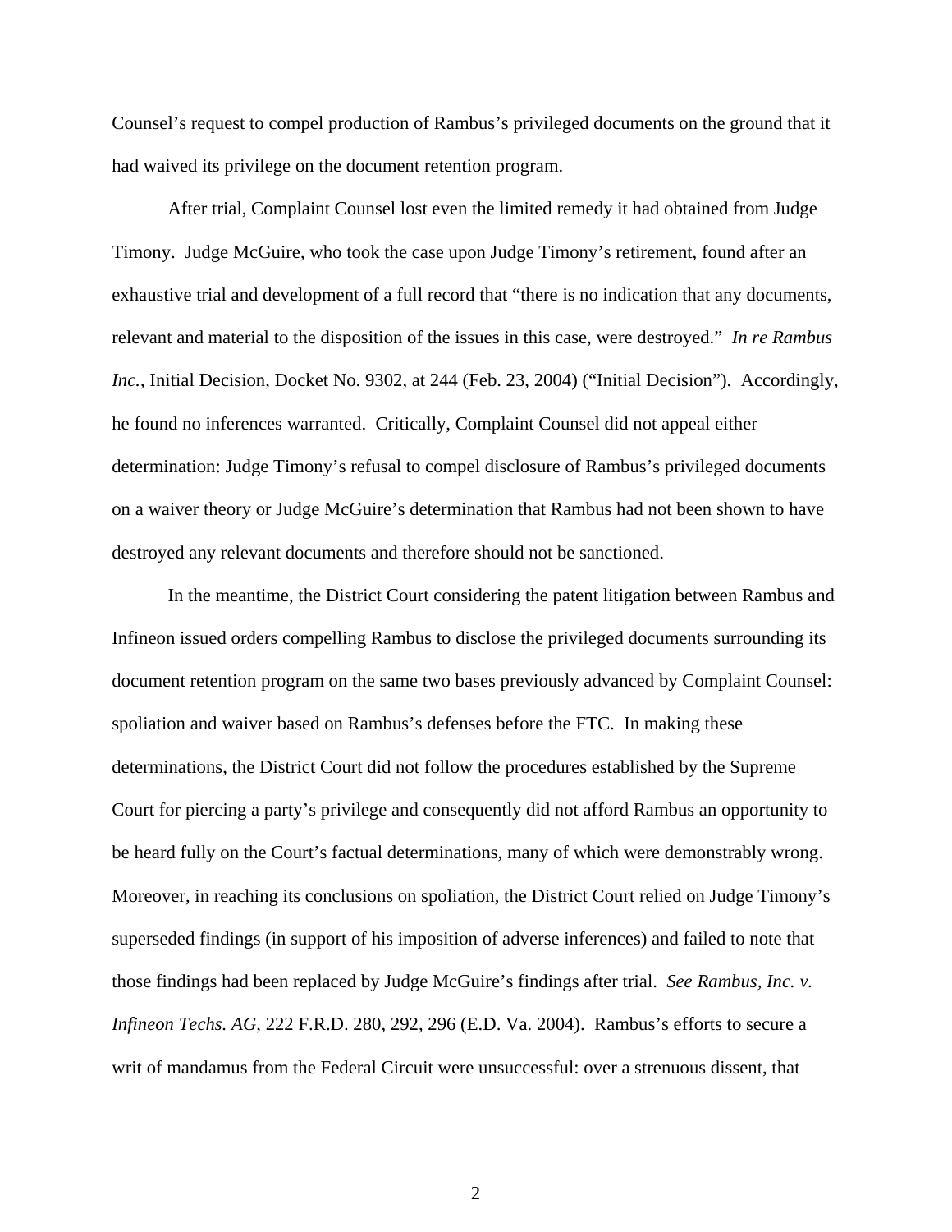Counsel's request to compel production of Rambus's privileged documents on the ground that it had waived its privilege on the document retention program.

After trial, Complaint Counsel lost even the limited remedy it had obtained from Judge Timony. Judge McGuire, who took the case upon Judge Timony's retirement, found after an exhaustive trial and development of a full record that "there is no indication that any documents, relevant and material to the disposition of the issues in this case, were destroyed." *In re Rambus Inc.*, Initial Decision, Docket No. 9302, at 244 (Feb. 23, 2004) ("Initial Decision"). Accordingly, he found no inferences warranted. Critically, Complaint Counsel did not appeal either determination: Judge Timony's refusal to compel disclosure of Rambus's privileged documents on a waiver theory or Judge McGuire's determination that Rambus had not been shown to have destroyed any relevant documents and therefore should not be sanctioned.

In the meantime, the District Court considering the patent litigation between Rambus and Infineon issued orders compelling Rambus to disclose the privileged documents surrounding its document retention program on the same two bases previously advanced by Complaint Counsel: spoliation and waiver based on Rambus's defenses before the FTC. In making these determinations, the District Court did not follow the procedures established by the Supreme Court for piercing a party's privilege and consequently did not afford Rambus an opportunity to be heard fully on the Court's factual determinations, many of which were demonstrably wrong. Moreover, in reaching its conclusions on spoliation, the District Court relied on Judge Timony's superseded findings (in support of his imposition of adverse inferences) and failed to note that those findings had been replaced by Judge McGuire's findings after trial. *See Rambus, Inc. v. Infineon Techs. AG*, 222 F.R.D. 280, 292, 296 (E.D. Va. 2004). Rambus's efforts to secure a writ of mandamus from the Federal Circuit were unsuccessful: over a strenuous dissent, that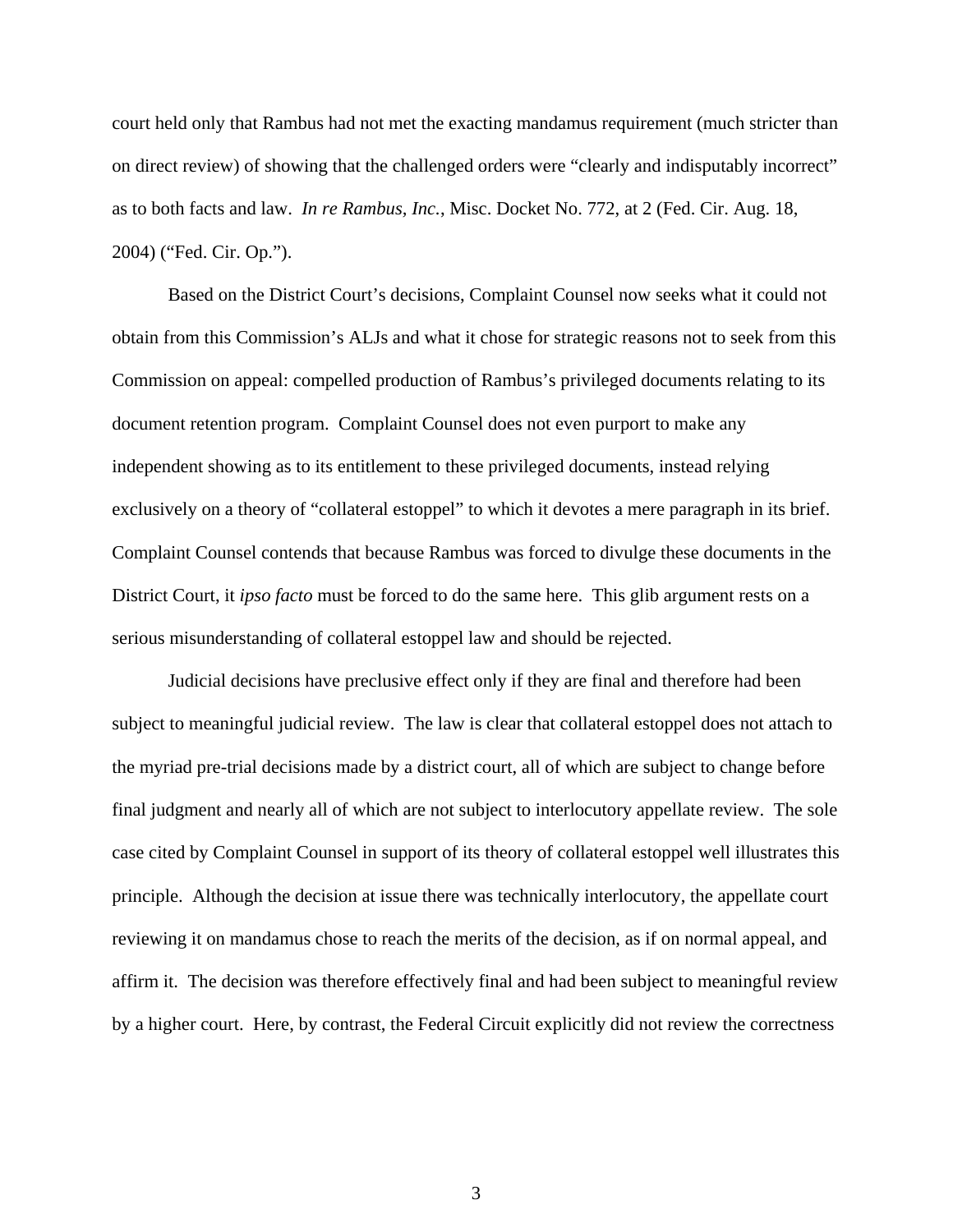court held only that Rambus had not met the exacting mandamus requirement (much stricter than on direct review) of showing that the challenged orders were "clearly and indisputably incorrect" as to both facts and law. *In re Rambus, Inc.*, Misc. Docket No. 772, at 2 (Fed. Cir. Aug. 18, 2004) ("Fed. Cir. Op.").

Based on the District Court's decisions, Complaint Counsel now seeks what it could not obtain from this Commission's ALJs and what it chose for strategic reasons not to seek from this Commission on appeal: compelled production of Rambus's privileged documents relating to its document retention program. Complaint Counsel does not even purport to make any independent showing as to its entitlement to these privileged documents, instead relying exclusively on a theory of "collateral estoppel" to which it devotes a mere paragraph in its brief. Complaint Counsel contends that because Rambus was forced to divulge these documents in the District Court, it *ipso facto* must be forced to do the same here. This glib argument rests on a serious misunderstanding of collateral estoppel law and should be rejected.

Judicial decisions have preclusive effect only if they are final and therefore had been subject to meaningful judicial review. The law is clear that collateral estoppel does not attach to the myriad pre-trial decisions made by a district court, all of which are subject to change before final judgment and nearly all of which are not subject to interlocutory appellate review. The sole case cited by Complaint Counsel in support of its theory of collateral estoppel well illustrates this principle. Although the decision at issue there was technically interlocutory, the appellate court reviewing it on mandamus chose to reach the merits of the decision, as if on normal appeal, and affirm it. The decision was therefore effectively final and had been subject to meaningful review by a higher court. Here, by contrast, the Federal Circuit explicitly did not review the correctness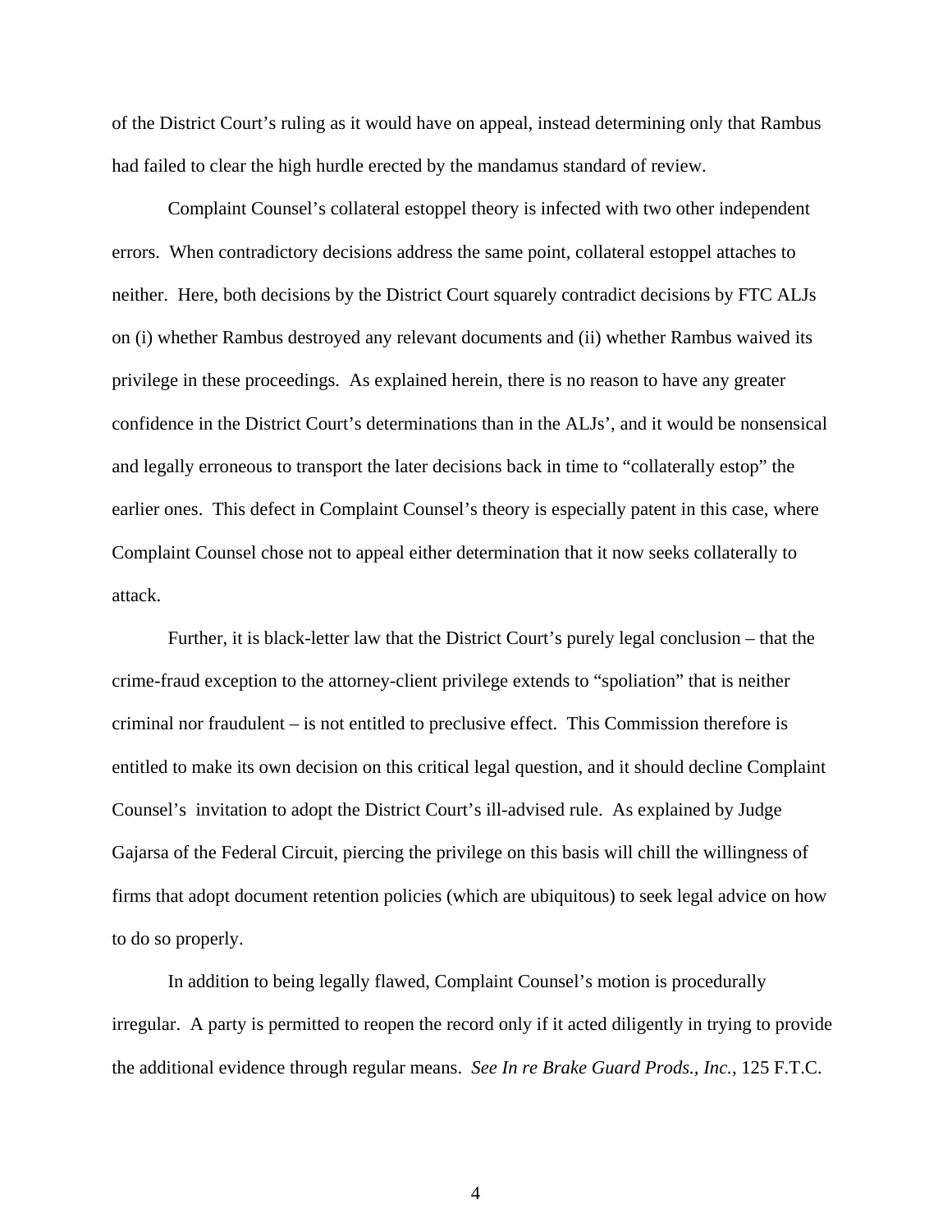of the District Court's ruling as it would have on appeal, instead determining only that Rambus had failed to clear the high hurdle erected by the mandamus standard of review.

Complaint Counsel's collateral estoppel theory is infected with two other independent errors. When contradictory decisions address the same point, collateral estoppel attaches to neither. Here, both decisions by the District Court squarely contradict decisions by FTC ALJs on (i) whether Rambus destroyed any relevant documents and (ii) whether Rambus waived its privilege in these proceedings. As explained herein, there is no reason to have any greater confidence in the District Court's determinations than in the ALJs', and it would be nonsensical and legally erroneous to transport the later decisions back in time to "collaterally estop" the earlier ones. This defect in Complaint Counsel's theory is especially patent in this case, where Complaint Counsel chose not to appeal either determination that it now seeks collaterally to attack.

Further, it is black-letter law that the District Court's purely legal conclusion – that the crime-fraud exception to the attorney-client privilege extends to "spoliation" that is neither criminal nor fraudulent – is not entitled to preclusive effect. This Commission therefore is entitled to make its own decision on this critical legal question, and it should decline Complaint Counsel's invitation to adopt the District Court's ill-advised rule. As explained by Judge Gajarsa of the Federal Circuit, piercing the privilege on this basis will chill the willingness of firms that adopt document retention policies (which are ubiquitous) to seek legal advice on how to do so properly.

In addition to being legally flawed, Complaint Counsel's motion is procedurally irregular. A party is permitted to reopen the record only if it acted diligently in trying to provide the additional evidence through regular means. *See In re Brake Guard Prods., Inc.*, 125 F.T.C.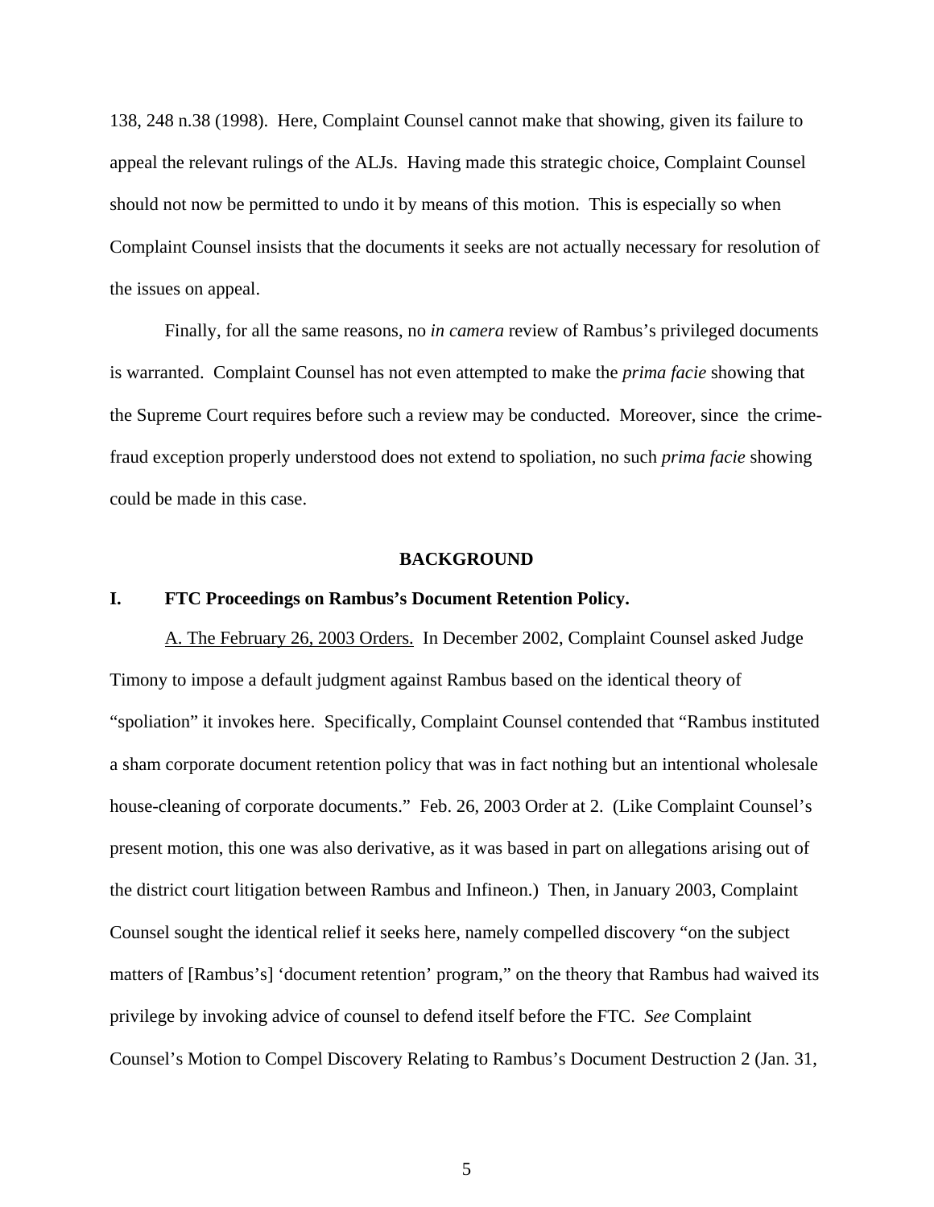138, 248 n.38 (1998). Here, Complaint Counsel cannot make that showing, given its failure to appeal the relevant rulings of the ALJs. Having made this strategic choice, Complaint Counsel should not now be permitted to undo it by means of this motion. This is especially so when Complaint Counsel insists that the documents it seeks are not actually necessary for resolution of the issues on appeal.

Finally, for all the same reasons, no *in camera* review of Rambus's privileged documents is warranted. Complaint Counsel has not even attempted to make the *prima facie* showing that the Supreme Court requires before such a review may be conducted. Moreover, since the crime-fraud exception properly understood does not extend to spoliation, no such *prima facie* showing could be made in this case.

## BACKGROUND

### I. FTC Proceedings on Rambus's Document Retention Policy.

<u>A. The February 26, 2003 Orders.</u> In December 2002, Complaint Counsel asked Judge Timony to impose a default judgment against Rambus based on the identical theory of "spoliation" it invokes here. Specifically, Complaint Counsel contended that "Rambus instituted a sham corporate document retention policy that was in fact nothing but an intentional wholesale house-cleaning of corporate documents." Feb. 26, 2003 Order at 2. (Like Complaint Counsel's present motion, this one was also derivative, as it was based in part on allegations arising out of the district court litigation between Rambus and Infineon.) Then, in January 2003, Complaint Counsel sought the identical relief it seeks here, namely compelled discovery "on the subject matters of [Rambus's] 'document retention' program," on the theory that Rambus had waived its privilege by invoking advice of counsel to defend itself before the FTC. *See* Complaint Counsel's Motion to Compel Discovery Relating to Rambus's Document Destruction 2 (Jan. 31,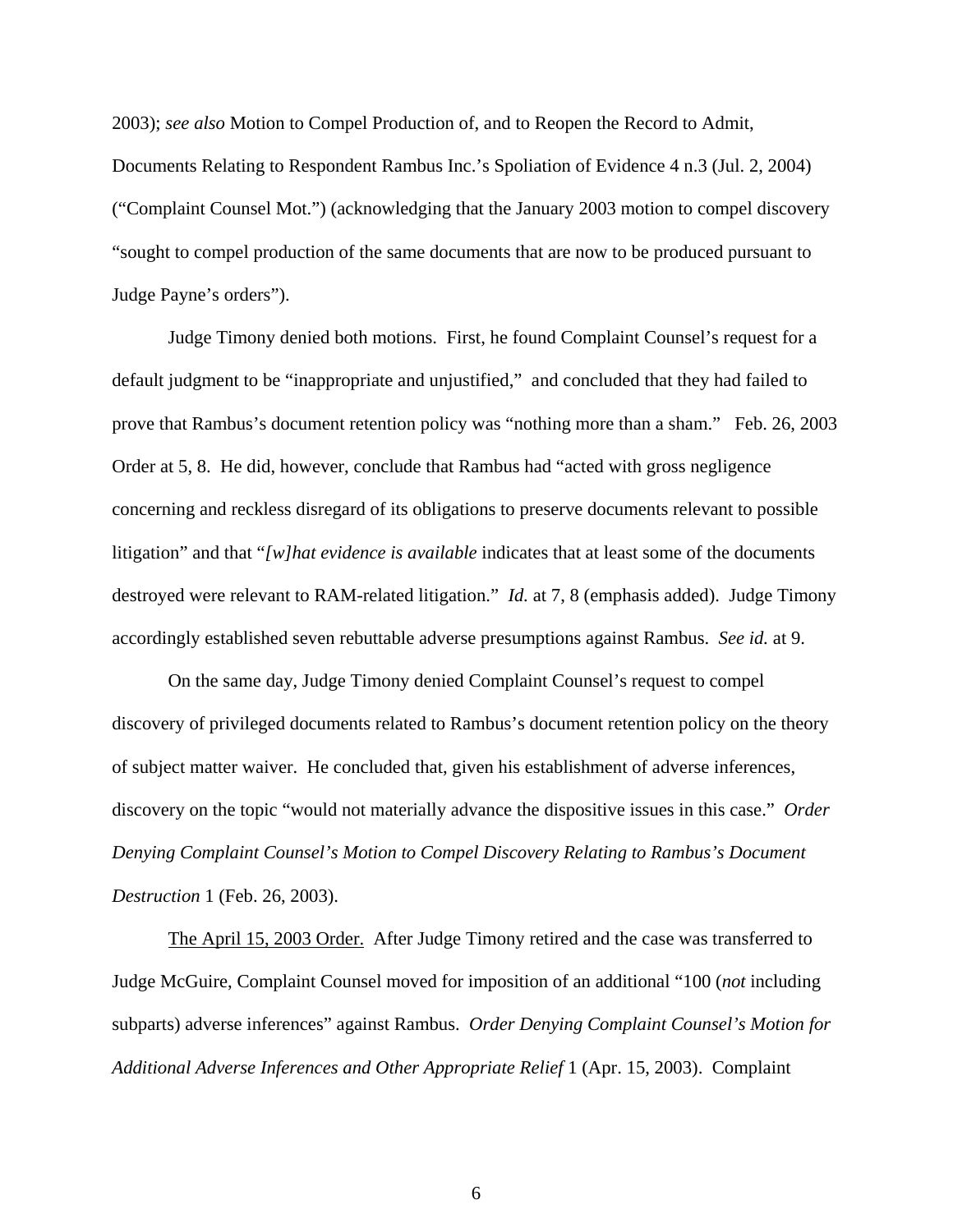2003); *see also* Motion to Compel Production of, and to Reopen the Record to Admit, Documents Relating to Respondent Rambus Inc.'s Spoliation of Evidence 4 n.3 (Jul. 2, 2004) ("Complaint Counsel Mot.") (acknowledging that the January 2003 motion to compel discovery "sought to compel production of the same documents that are now to be produced pursuant to Judge Payne's orders").

Judge Timony denied both motions. First, he found Complaint Counsel's request for a default judgment to be "inappropriate and unjustified," and concluded that they had failed to prove that Rambus's document retention policy was "nothing more than a sham." Feb. 26, 2003 Order at 5, 8. He did, however, conclude that Rambus had "acted with gross negligence concerning and reckless disregard of its obligations to preserve documents relevant to possible litigation" and that "*[w]hat evidence is available* indicates that at least some of the documents destroyed were relevant to RAM-related litigation." *Id.* at 7, 8 (emphasis added). Judge Timony accordingly established seven rebuttable adverse presumptions against Rambus. *See id.* at 9.

On the same day, Judge Timony denied Complaint Counsel's request to compel discovery of privileged documents related to Rambus's document retention policy on the theory of subject matter waiver. He concluded that, given his establishment of adverse inferences, discovery on the topic "would not materially advance the dispositive issues in this case." *Order Denying Complaint Counsel's Motion to Compel Discovery Relating to Rambus's Document Destruction* 1 (Feb. 26, 2003).

<u>The April 15, 2003 Order.</u> After Judge Timony retired and the case was transferred to Judge McGuire, Complaint Counsel moved for imposition of an additional "100 (*not* including subparts) adverse inferences" against Rambus. *Order Denying Complaint Counsel's Motion for Additional Adverse Inferences and Other Appropriate Relief* 1 (Apr. 15, 2003). Complaint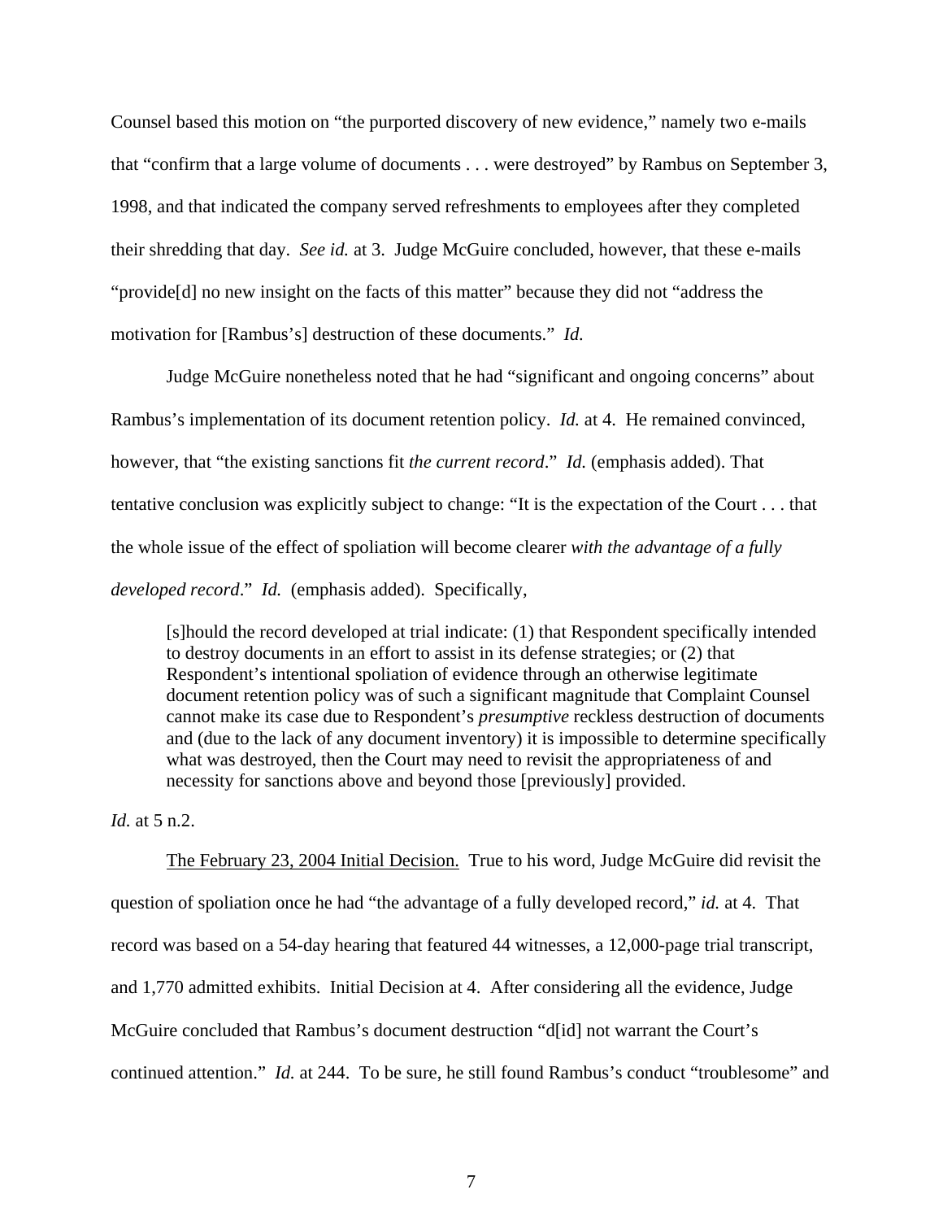Counsel based this motion on "the purported discovery of new evidence," namely two e-mails that "confirm that a large volume of documents . . . were destroyed" by Rambus on September 3, 1998, and that indicated the company served refreshments to employees after they completed their shredding that day. *See id.* at 3. Judge McGuire concluded, however, that these e-mails "provide[d] no new insight on the facts of this matter" because they did not "address the motivation for [Rambus's] destruction of these documents." *Id.*

Judge McGuire nonetheless noted that he had "significant and ongoing concerns" about Rambus's implementation of its document retention policy. *Id.* at 4. He remained convinced, however, that "the existing sanctions fit *the current record*." *Id.* (emphasis added). That tentative conclusion was explicitly subject to change: "It is the expectation of the Court . . . that the whole issue of the effect of spoliation will become clearer *with the advantage of a fully developed record*." *Id.* (emphasis added). Specifically,

> [s]hould the record developed at trial indicate: (1) that Respondent specifically intended to destroy documents in an effort to assist in its defense strategies; or (2) that Respondent's intentional spoliation of evidence through an otherwise legitimate document retention policy was of such a significant magnitude that Complaint Counsel cannot make its case due to Respondent's *presumptive* reckless destruction of documents and (due to the lack of any document inventory) it is impossible to determine specifically what was destroyed, then the Court may need to revisit the appropriateness of and necessity for sanctions above and beyond those [previously] provided.

*Id.* at 5 n.2.

<u>The February 23, 2004 Initial Decision.</u> True to his word, Judge McGuire did revisit the question of spoliation once he had "the advantage of a fully developed record," *id.* at 4. That record was based on a 54-day hearing that featured 44 witnesses, a 12,000-page trial transcript, and 1,770 admitted exhibits. Initial Decision at 4. After considering all the evidence, Judge McGuire concluded that Rambus's document destruction "d[id] not warrant the Court's continued attention." *Id.* at 244. To be sure, he still found Rambus's conduct "troublesome" and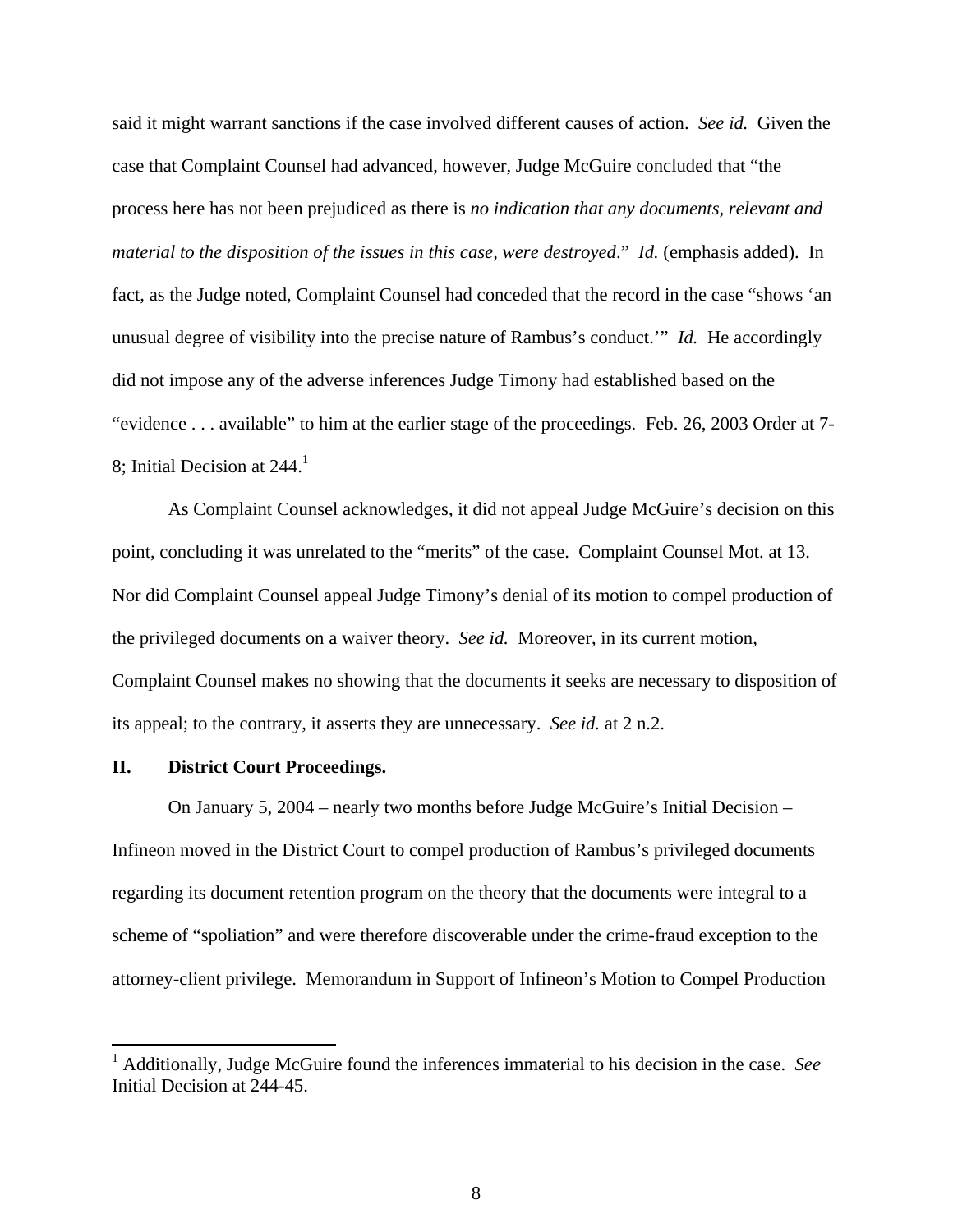said it might warrant sanctions if the case involved different causes of action. *See id.* Given the case that Complaint Counsel had advanced, however, Judge McGuire concluded that "the process here has not been prejudiced as there is *no indication that any documents, relevant and material to the disposition of the issues in this case, were destroyed*." *Id.* (emphasis added). In fact, as the Judge noted, Complaint Counsel had conceded that the record in the case "shows 'an unusual degree of visibility into the precise nature of Rambus's conduct.'" *Id.* He accordingly did not impose any of the adverse inferences Judge Timony had established based on the "evidence . . . available" to him at the earlier stage of the proceedings. Feb. 26, 2003 Order at 7-8; Initial Decision at 244.[1]

As Complaint Counsel acknowledges, it did not appeal Judge McGuire's decision on this point, concluding it was unrelated to the "merits" of the case. Complaint Counsel Mot. at 13. Nor did Complaint Counsel appeal Judge Timony's denial of its motion to compel production of the privileged documents on a waiver theory. *See id.* Moreover, in its current motion, Complaint Counsel makes no showing that the documents it seeks are necessary to disposition of its appeal; to the contrary, it asserts they are unnecessary. *See id.* at 2 n.2.

## II. District Court Proceedings.

On January 5, 2004 – nearly two months before Judge McGuire's Initial Decision – Infineon moved in the District Court to compel production of Rambus's privileged documents regarding its document retention program on the theory that the documents were integral to a scheme of "spoliation" and were therefore discoverable under the crime-fraud exception to the attorney-client privilege. Memorandum in Support of Infineon's Motion to Compel Production

[1] Additionally, Judge McGuire found the inferences immaterial to his decision in the case. *See* Initial Decision at 244-45.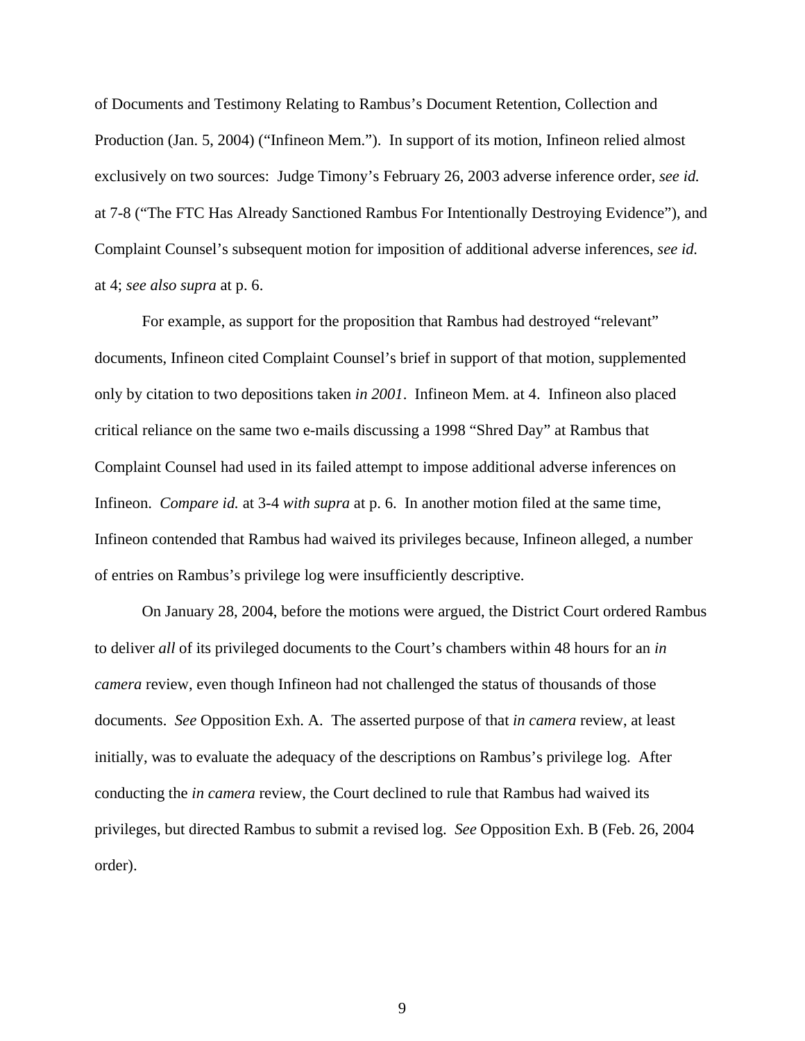of Documents and Testimony Relating to Rambus's Document Retention, Collection and Production (Jan. 5, 2004) ("Infineon Mem."). In support of its motion, Infineon relied almost exclusively on two sources: Judge Timony's February 26, 2003 adverse inference order, *see id.* at 7-8 ("The FTC Has Already Sanctioned Rambus For Intentionally Destroying Evidence"), and Complaint Counsel's subsequent motion for imposition of additional adverse inferences, *see id.* at 4; *see also supra* at p. 6.

For example, as support for the proposition that Rambus had destroyed "relevant" documents, Infineon cited Complaint Counsel's brief in support of that motion, supplemented only by citation to two depositions taken *in 2001*. Infineon Mem. at 4. Infineon also placed critical reliance on the same two e-mails discussing a 1998 "Shred Day" at Rambus that Complaint Counsel had used in its failed attempt to impose additional adverse inferences on Infineon. *Compare id.* at 3-4 *with supra* at p. 6. In another motion filed at the same time, Infineon contended that Rambus had waived its privileges because, Infineon alleged, a number of entries on Rambus's privilege log were insufficiently descriptive.

On January 28, 2004, before the motions were argued, the District Court ordered Rambus to deliver *all* of its privileged documents to the Court's chambers within 48 hours for an *in camera* review, even though Infineon had not challenged the status of thousands of those documents. *See* Opposition Exh. A. The asserted purpose of that *in camera* review, at least initially, was to evaluate the adequacy of the descriptions on Rambus's privilege log. After conducting the *in camera* review, the Court declined to rule that Rambus had waived its privileges, but directed Rambus to submit a revised log. *See* Opposition Exh. B (Feb. 26, 2004 order).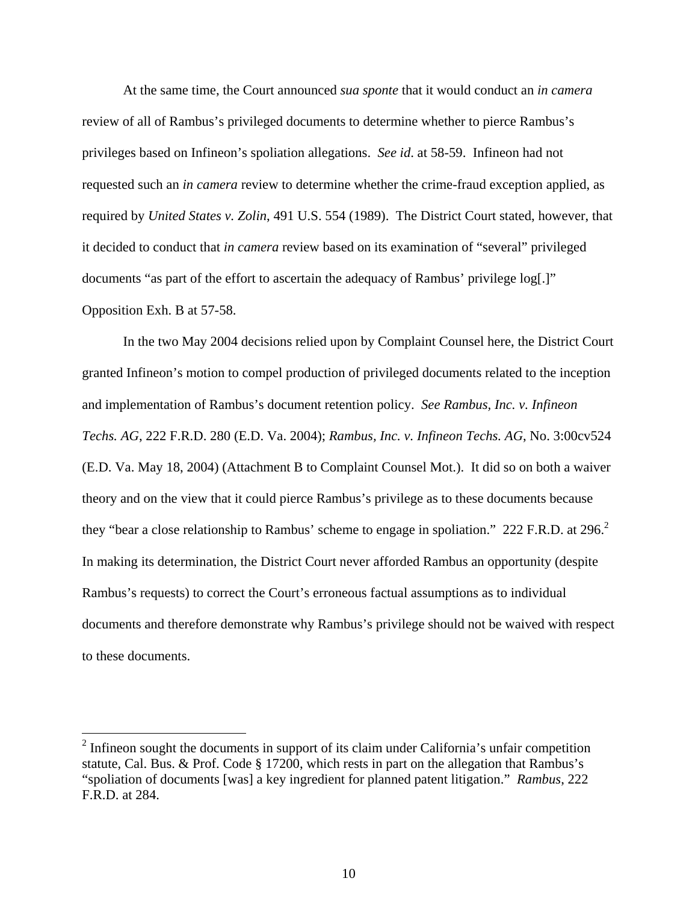At the same time, the Court announced *sua sponte* that it would conduct an *in camera* review of all of Rambus's privileged documents to determine whether to pierce Rambus's privileges based on Infineon's spoliation allegations. *See id*. at 58-59. Infineon had not requested such an *in camera* review to determine whether the crime-fraud exception applied, as required by *United States v. Zolin*, 491 U.S. 554 (1989). The District Court stated, however, that it decided to conduct that *in camera* review based on its examination of "several" privileged documents "as part of the effort to ascertain the adequacy of Rambus' privilege log[.]" Opposition Exh. B at 57-58.

In the two May 2004 decisions relied upon by Complaint Counsel here, the District Court granted Infineon's motion to compel production of privileged documents related to the inception and implementation of Rambus's document retention policy. *See Rambus, Inc. v. Infineon Techs. AG*, 222 F.R.D. 280 (E.D. Va. 2004); *Rambus, Inc. v. Infineon Techs. AG*, No. 3:00cv524 (E.D. Va. May 18, 2004) (Attachment B to Complaint Counsel Mot.). It did so on both a waiver theory and on the view that it could pierce Rambus's privilege as to these documents because they "bear a close relationship to Rambus' scheme to engage in spoliation." 222 F.R.D. at 296.[2] In making its determination, the District Court never afforded Rambus an opportunity (despite Rambus's requests) to correct the Court's erroneous factual assumptions as to individual documents and therefore demonstrate why Rambus's privilege should not be waived with respect to these documents.

---

[2] Infineon sought the documents in support of its claim under California's unfair competition statute, Cal. Bus. & Prof. Code § 17200, which rests in part on the allegation that Rambus's "spoliation of documents [was] a key ingredient for planned patent litigation." *Rambus*, 222 F.R.D. at 284.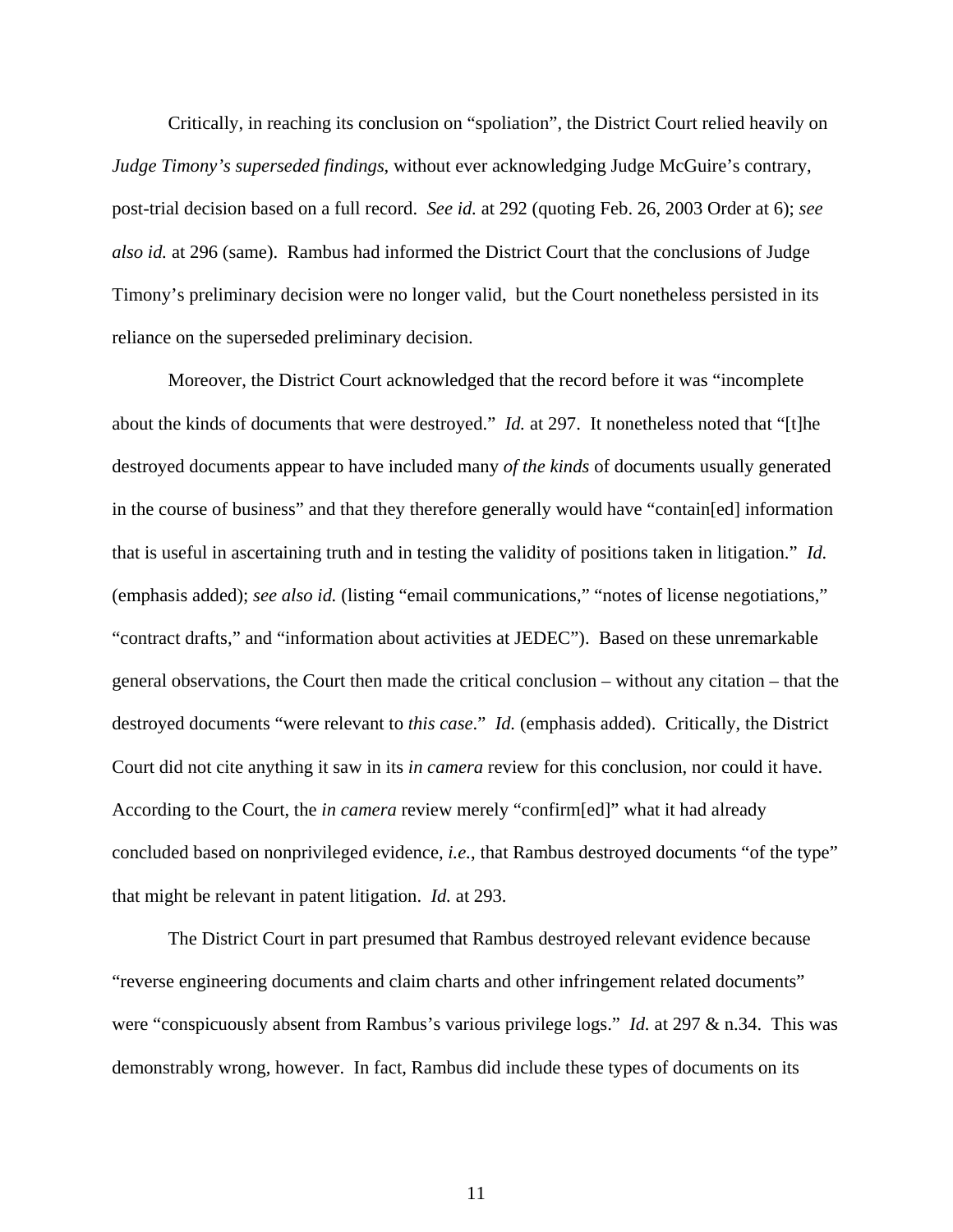Critically, in reaching its conclusion on "spoliation", the District Court relied heavily on *Judge Timony's superseded findings*, without ever acknowledging Judge McGuire's contrary, post-trial decision based on a full record. *See id.* at 292 (quoting Feb. 26, 2003 Order at 6); *see also id.* at 296 (same). Rambus had informed the District Court that the conclusions of Judge Timony's preliminary decision were no longer valid, but the Court nonetheless persisted in its reliance on the superseded preliminary decision.

Moreover, the District Court acknowledged that the record before it was "incomplete about the kinds of documents that were destroyed." *Id.* at 297. It nonetheless noted that "[t]he destroyed documents appear to have included many *of the kinds* of documents usually generated in the course of business" and that they therefore generally would have "contain[ed] information that is useful in ascertaining truth and in testing the validity of positions taken in litigation." *Id.* (emphasis added); *see also id.* (listing "email communications," "notes of license negotiations," "contract drafts," and "information about activities at JEDEC"). Based on these unremarkable general observations, the Court then made the critical conclusion – without any citation – that the destroyed documents "were relevant to *this case*." *Id.* (emphasis added). Critically, the District Court did not cite anything it saw in its *in camera* review for this conclusion, nor could it have. According to the Court, the *in camera* review merely "confirm[ed]" what it had already concluded based on nonprivileged evidence, *i.e.*, that Rambus destroyed documents "of the type" that might be relevant in patent litigation. *Id.* at 293.

The District Court in part presumed that Rambus destroyed relevant evidence because "reverse engineering documents and claim charts and other infringement related documents" were "conspicuously absent from Rambus's various privilege logs." *Id.* at 297 & n.34. This was demonstrably wrong, however. In fact, Rambus did include these types of documents on its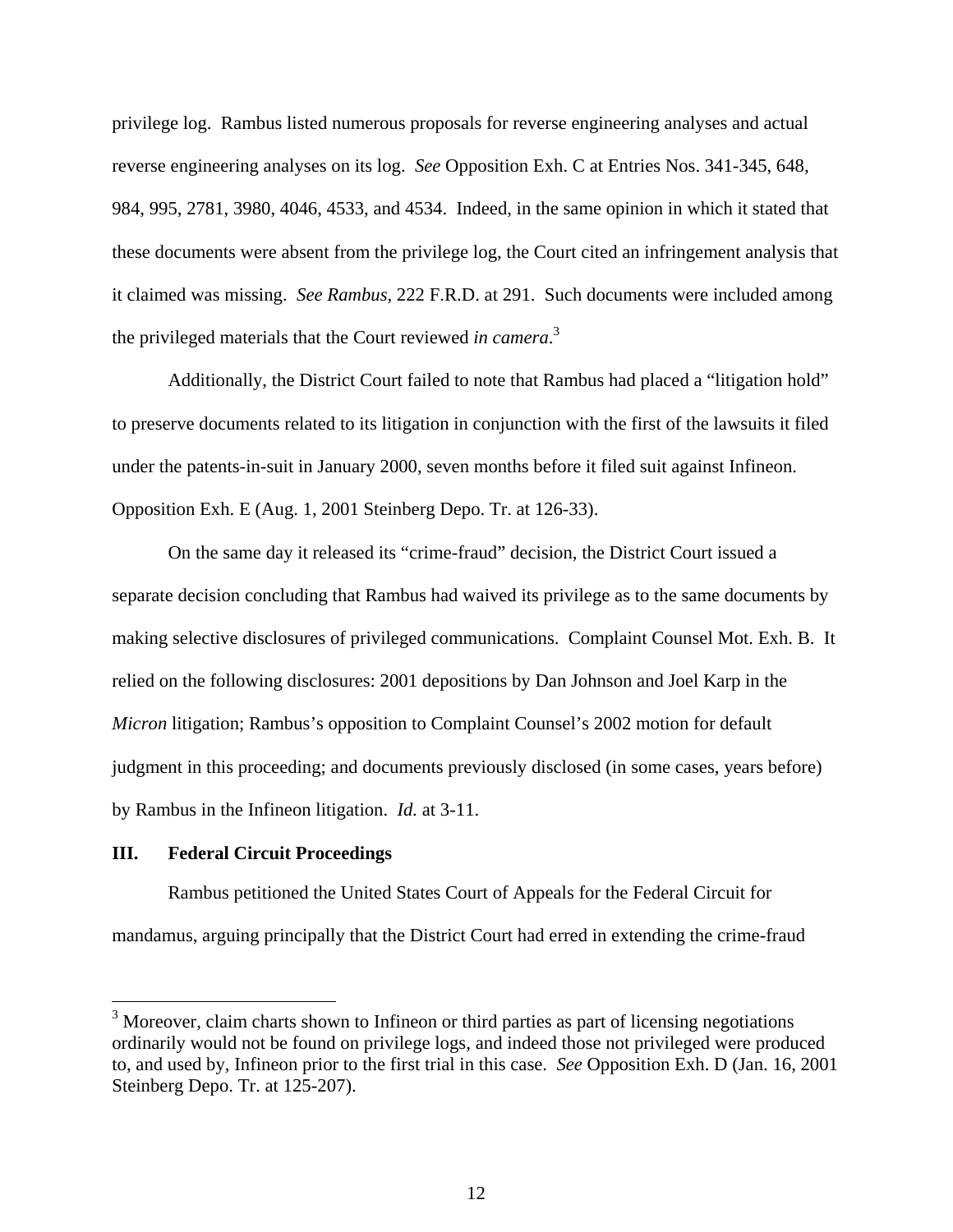privilege log. Rambus listed numerous proposals for reverse engineering analyses and actual reverse engineering analyses on its log. *See* Opposition Exh. C at Entries Nos. 341-345, 648, 984, 995, 2781, 3980, 4046, 4533, and 4534. Indeed, in the same opinion in which it stated that these documents were absent from the privilege log, the Court cited an infringement analysis that it claimed was missing. *See Rambus*, 222 F.R.D. at 291. Such documents were included among the privileged materials that the Court reviewed *in camera*.[3]

Additionally, the District Court failed to note that Rambus had placed a "litigation hold" to preserve documents related to its litigation in conjunction with the first of the lawsuits it filed under the patents-in-suit in January 2000, seven months before it filed suit against Infineon. Opposition Exh. E (Aug. 1, 2001 Steinberg Depo. Tr. at 126-33).

On the same day it released its "crime-fraud" decision, the District Court issued a separate decision concluding that Rambus had waived its privilege as to the same documents by making selective disclosures of privileged communications. Complaint Counsel Mot. Exh. B. It relied on the following disclosures: 2001 depositions by Dan Johnson and Joel Karp in the *Micron* litigation; Rambus's opposition to Complaint Counsel's 2002 motion for default judgment in this proceeding; and documents previously disclosed (in some cases, years before) by Rambus in the Infineon litigation. *Id.* at 3-11.

### III. Federal Circuit Proceedings

Rambus petitioned the United States Court of Appeals for the Federal Circuit for mandamus, arguing principally that the District Court had erred in extending the crime-fraud

---

[3] Moreover, claim charts shown to Infineon or third parties as part of licensing negotiations ordinarily would not be found on privilege logs, and indeed those not privileged were produced to, and used by, Infineon prior to the first trial in this case. *See* Opposition Exh. D (Jan. 16, 2001 Steinberg Depo. Tr. at 125-207).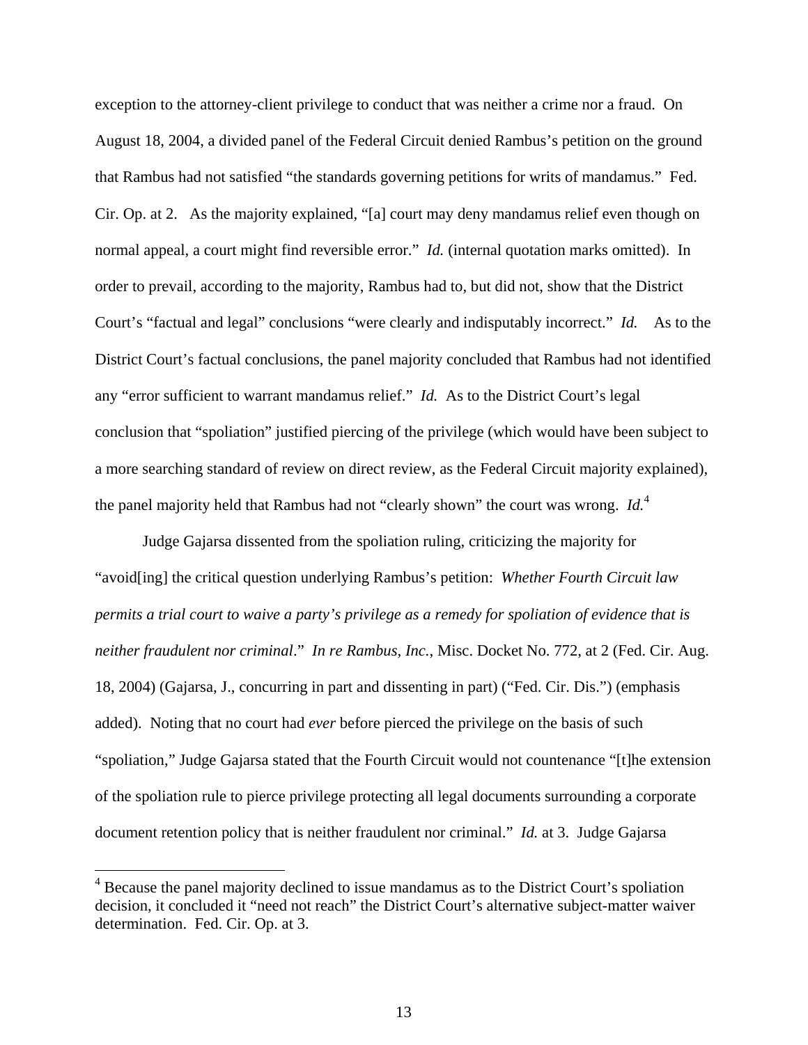exception to the attorney-client privilege to conduct that was neither a crime nor a fraud. On August 18, 2004, a divided panel of the Federal Circuit denied Rambus's petition on the ground that Rambus had not satisfied "the standards governing petitions for writs of mandamus." Fed. Cir. Op. at 2. As the majority explained, "[a] court may deny mandamus relief even though on normal appeal, a court might find reversible error." *Id.* (internal quotation marks omitted). In order to prevail, according to the majority, Rambus had to, but did not, show that the District Court's "factual and legal" conclusions "were clearly and indisputably incorrect." *Id.* As to the District Court's factual conclusions, the panel majority concluded that Rambus had not identified any "error sufficient to warrant mandamus relief." *Id.* As to the District Court's legal conclusion that "spoliation" justified piercing of the privilege (which would have been subject to a more searching standard of review on direct review, as the Federal Circuit majority explained), the panel majority held that Rambus had not "clearly shown" the court was wrong. *Id.*[4]

Judge Gajarsa dissented from the spoliation ruling, criticizing the majority for "avoid[ing] the critical question underlying Rambus's petition: *Whether Fourth Circuit law permits a trial court to waive a party's privilege as a remedy for spoliation of evidence that is neither fraudulent nor criminal*." *In re Rambus, Inc.*, Misc. Docket No. 772, at 2 (Fed. Cir. Aug. 18, 2004) (Gajarsa, J., concurring in part and dissenting in part) ("Fed. Cir. Dis.") (emphasis added). Noting that no court had *ever* before pierced the privilege on the basis of such "spoliation," Judge Gajarsa stated that the Fourth Circuit would not countenance "[t]he extension of the spoliation rule to pierce privilege protecting all legal documents surrounding a corporate document retention policy that is neither fraudulent nor criminal." *Id.* at 3. Judge Gajarsa

---

[4] Because the panel majority declined to issue mandamus as to the District Court's spoliation decision, it concluded it "need not reach" the District Court's alternative subject-matter waiver determination. Fed. Cir. Op. at 3.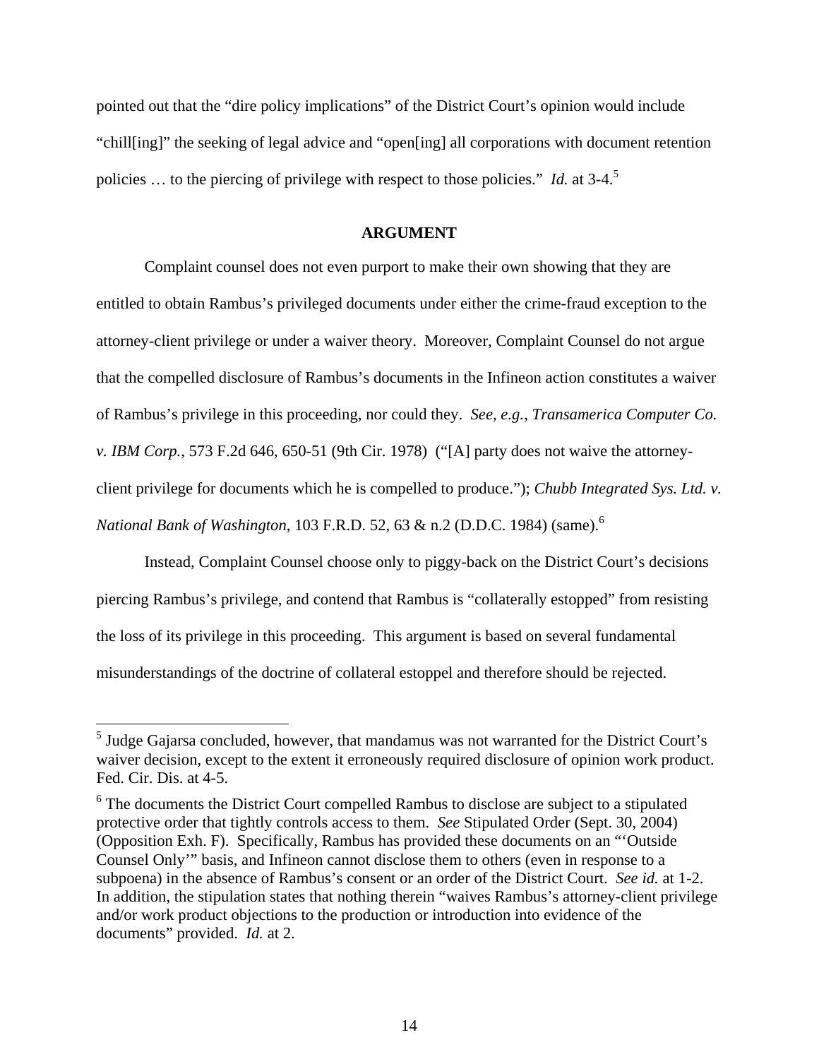pointed out that the "dire policy implications" of the District Court's opinion would include "chill[ing]" the seeking of legal advice and "open[ing] all corporations with document retention policies … to the piercing of privilege with respect to those policies." *Id.* at 3-4.[5]

**ARGUMENT**

Complaint counsel does not even purport to make their own showing that they are entitled to obtain Rambus's privileged documents under either the crime-fraud exception to the attorney-client privilege or under a waiver theory. Moreover, Complaint Counsel do not argue that the compelled disclosure of Rambus's documents in the Infineon action constitutes a waiver of Rambus's privilege in this proceeding, nor could they. *See, e.g.*, *Transamerica Computer Co. v. IBM Corp.*, 573 F.2d 646, 650-51 (9th Cir. 1978) ("[A] party does not waive the attorney-client privilege for documents which he is compelled to produce."); *Chubb Integrated Sys. Ltd. v. National Bank of Washington*, 103 F.R.D. 52, 63 & n.2 (D.D.C. 1984) (same).[6]

Instead, Complaint Counsel choose only to piggy-back on the District Court's decisions piercing Rambus's privilege, and contend that Rambus is "collaterally estopped" from resisting the loss of its privilege in this proceeding. This argument is based on several fundamental misunderstandings of the doctrine of collateral estoppel and therefore should be rejected.

---

[5] Judge Gajarsa concluded, however, that mandamus was not warranted for the District Court's waiver decision, except to the extent it erroneously required disclosure of opinion work product. Fed. Cir. Dis. at 4-5.

[6] The documents the District Court compelled Rambus to disclose are subject to a stipulated protective order that tightly controls access to them. *See* Stipulated Order (Sept. 30, 2004) (Opposition Exh. F). Specifically, Rambus has provided these documents on an "'Outside Counsel Only'" basis, and Infineon cannot disclose them to others (even in response to a subpoena) in the absence of Rambus's consent or an order of the District Court. *See id.* at 1-2. In addition, the stipulation states that nothing therein "waives Rambus's attorney-client privilege and/or work product objections to the production or introduction into evidence of the documents" provided. *Id.* at 2.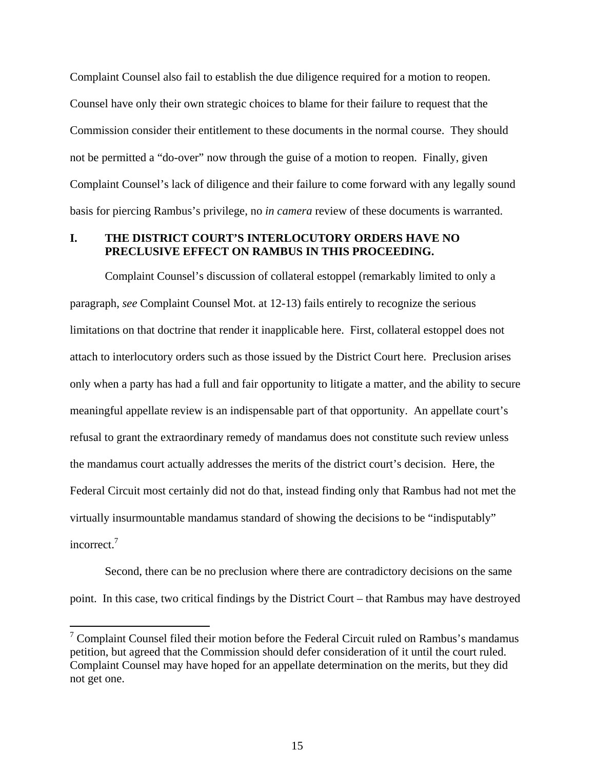Complaint Counsel also fail to establish the due diligence required for a motion to reopen. Counsel have only their own strategic choices to blame for their failure to request that the Commission consider their entitlement to these documents in the normal course. They should not be permitted a "do-over" now through the guise of a motion to reopen. Finally, given Complaint Counsel's lack of diligence and their failure to come forward with any legally sound basis for piercing Rambus's privilege, no *in camera* review of these documents is warranted.

## I. THE DISTRICT COURT'S INTERLOCUTORY ORDERS HAVE NO PRECLUSIVE EFFECT ON RAMBUS IN THIS PROCEEDING.

Complaint Counsel's discussion of collateral estoppel (remarkably limited to only a paragraph, *see* Complaint Counsel Mot. at 12-13) fails entirely to recognize the serious limitations on that doctrine that render it inapplicable here. First, collateral estoppel does not attach to interlocutory orders such as those issued by the District Court here. Preclusion arises only when a party has had a full and fair opportunity to litigate a matter, and the ability to secure meaningful appellate review is an indispensable part of that opportunity. An appellate court's refusal to grant the extraordinary remedy of mandamus does not constitute such review unless the mandamus court actually addresses the merits of the district court's decision. Here, the Federal Circuit most certainly did not do that, instead finding only that Rambus had not met the virtually insurmountable mandamus standard of showing the decisions to be "indisputably" incorrect.[7]

Second, there can be no preclusion where there are contradictory decisions on the same point. In this case, two critical findings by the District Court – that Rambus may have destroyed

---

[7] Complaint Counsel filed their motion before the Federal Circuit ruled on Rambus's mandamus petition, but agreed that the Commission should defer consideration of it until the court ruled. Complaint Counsel may have hoped for an appellate determination on the merits, but they did not get one.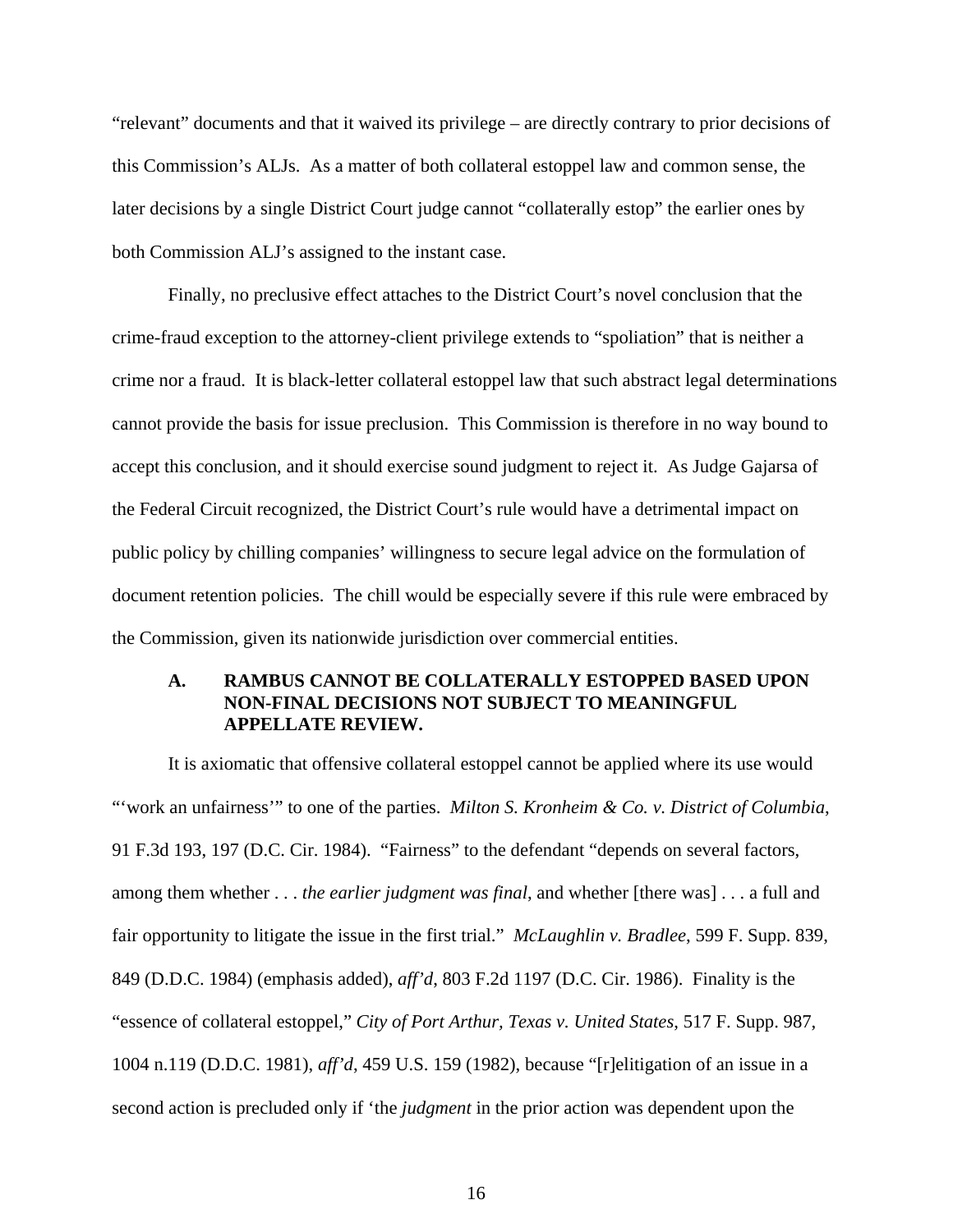"relevant" documents and that it waived its privilege – are directly contrary to prior decisions of this Commission's ALJs. As a matter of both collateral estoppel law and common sense, the later decisions by a single District Court judge cannot "collaterally estop" the earlier ones by both Commission ALJ's assigned to the instant case.

Finally, no preclusive effect attaches to the District Court's novel conclusion that the crime-fraud exception to the attorney-client privilege extends to "spoliation" that is neither a crime nor a fraud. It is black-letter collateral estoppel law that such abstract legal determinations cannot provide the basis for issue preclusion. This Commission is therefore in no way bound to accept this conclusion, and it should exercise sound judgment to reject it. As Judge Gajarsa of the Federal Circuit recognized, the District Court's rule would have a detrimental impact on public policy by chilling companies' willingness to secure legal advice on the formulation of document retention policies. The chill would be especially severe if this rule were embraced by the Commission, given its nationwide jurisdiction over commercial entities.

### A. RAMBUS CANNOT BE COLLATERALLY ESTOPPED BASED UPON NON-FINAL DECISIONS NOT SUBJECT TO MEANINGFUL APPELLATE REVIEW.

It is axiomatic that offensive collateral estoppel cannot be applied where its use would "'work an unfairness'" to one of the parties. *Milton S. Kronheim & Co. v. District of Columbia*, 91 F.3d 193, 197 (D.C. Cir. 1984). "Fairness" to the defendant "depends on several factors, among them whether . . . *the earlier judgment was final*, and whether [there was] . . . a full and fair opportunity to litigate the issue in the first trial." *McLaughlin v. Bradlee*, 599 F. Supp. 839, 849 (D.D.C. 1984) (emphasis added), *aff'd*, 803 F.2d 1197 (D.C. Cir. 1986). Finality is the "essence of collateral estoppel," *City of Port Arthur, Texas v. United States*, 517 F. Supp. 987, 1004 n.119 (D.D.C. 1981), *aff'd*, 459 U.S. 159 (1982), because "[r]elitigation of an issue in a second action is precluded only if 'the *judgment* in the prior action was dependent upon the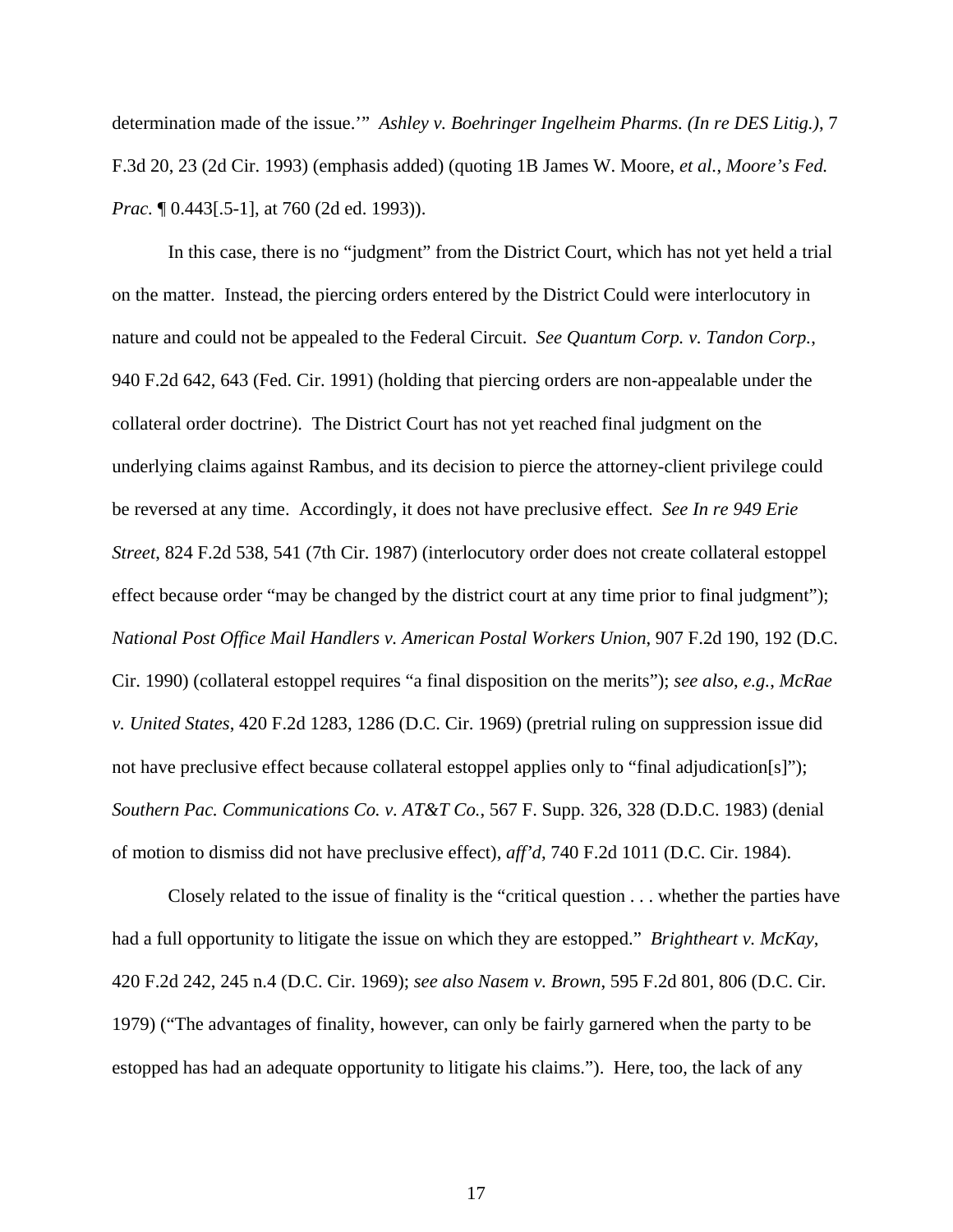determination made of the issue.'" *Ashley v. Boehringer Ingelheim Pharms. (In re DES Litig.)*, 7 F.3d 20, 23 (2d Cir. 1993) (emphasis added) (quoting 1B James W. Moore, *et al.*, *Moore's Fed. Prac.* ¶ 0.443[.5-1], at 760 (2d ed. 1993)).

In this case, there is no "judgment" from the District Court, which has not yet held a trial on the matter. Instead, the piercing orders entered by the District Could were interlocutory in nature and could not be appealed to the Federal Circuit. *See Quantum Corp. v. Tandon Corp.*, 940 F.2d 642, 643 (Fed. Cir. 1991) (holding that piercing orders are non-appealable under the collateral order doctrine). The District Court has not yet reached final judgment on the underlying claims against Rambus, and its decision to pierce the attorney-client privilege could be reversed at any time. Accordingly, it does not have preclusive effect. *See In re 949 Erie Street*, 824 F.2d 538, 541 (7th Cir. 1987) (interlocutory order does not create collateral estoppel effect because order "may be changed by the district court at any time prior to final judgment"); *National Post Office Mail Handlers v. American Postal Workers Union*, 907 F.2d 190, 192 (D.C. Cir. 1990) (collateral estoppel requires "a final disposition on the merits"); *see also*, *e.g.*, *McRae v. United States*, 420 F.2d 1283, 1286 (D.C. Cir. 1969) (pretrial ruling on suppression issue did not have preclusive effect because collateral estoppel applies only to "final adjudication[s]"); *Southern Pac. Communications Co. v. AT&T Co.*, 567 F. Supp. 326, 328 (D.D.C. 1983) (denial of motion to dismiss did not have preclusive effect), *aff'd*, 740 F.2d 1011 (D.C. Cir. 1984).

Closely related to the issue of finality is the "critical question . . . whether the parties have had a full opportunity to litigate the issue on which they are estopped." *Brightheart v. McKay*, 420 F.2d 242, 245 n.4 (D.C. Cir. 1969); *see also Nasem v. Brown*, 595 F.2d 801, 806 (D.C. Cir. 1979) ("The advantages of finality, however, can only be fairly garnered when the party to be estopped has had an adequate opportunity to litigate his claims."). Here, too, the lack of any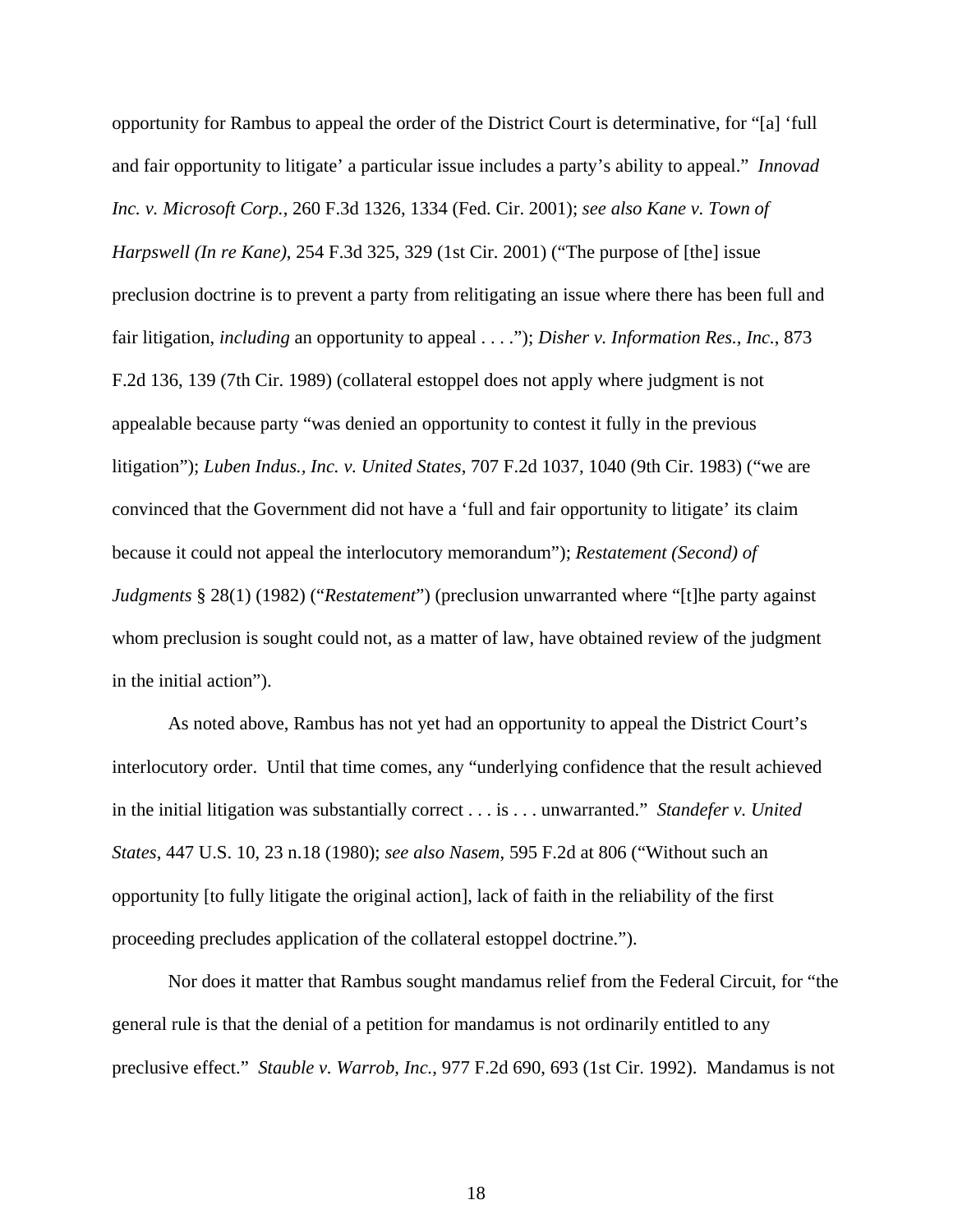opportunity for Rambus to appeal the order of the District Court is determinative, for "[a] 'full and fair opportunity to litigate' a particular issue includes a party's ability to appeal." *Innovad Inc. v. Microsoft Corp.*, 260 F.3d 1326, 1334 (Fed. Cir. 2001); *see also Kane v. Town of Harpswell (In re Kane)*, 254 F.3d 325, 329 (1st Cir. 2001) ("The purpose of [the] issue preclusion doctrine is to prevent a party from relitigating an issue where there has been full and fair litigation, *including* an opportunity to appeal . . . ."); *Disher v. Information Res., Inc.*, 873 F.2d 136, 139 (7th Cir. 1989) (collateral estoppel does not apply where judgment is not appealable because party "was denied an opportunity to contest it fully in the previous litigation"); *Luben Indus., Inc. v. United States*, 707 F.2d 1037, 1040 (9th Cir. 1983) ("we are convinced that the Government did not have a 'full and fair opportunity to litigate' its claim because it could not appeal the interlocutory memorandum"); *Restatement (Second) of Judgments* § 28(1) (1982) ("*Restatement*") (preclusion unwarranted where "[t]he party against whom preclusion is sought could not, as a matter of law, have obtained review of the judgment in the initial action").

As noted above, Rambus has not yet had an opportunity to appeal the District Court's interlocutory order. Until that time comes, any "underlying confidence that the result achieved in the initial litigation was substantially correct . . . is . . . unwarranted." *Standefer v. United States*, 447 U.S. 10, 23 n.18 (1980); *see also Nasem*, 595 F.2d at 806 ("Without such an opportunity [to fully litigate the original action], lack of faith in the reliability of the first proceeding precludes application of the collateral estoppel doctrine.").

Nor does it matter that Rambus sought mandamus relief from the Federal Circuit, for "the general rule is that the denial of a petition for mandamus is not ordinarily entitled to any preclusive effect." *Stauble v. Warrob, Inc.*, 977 F.2d 690, 693 (1st Cir. 1992). Mandamus is not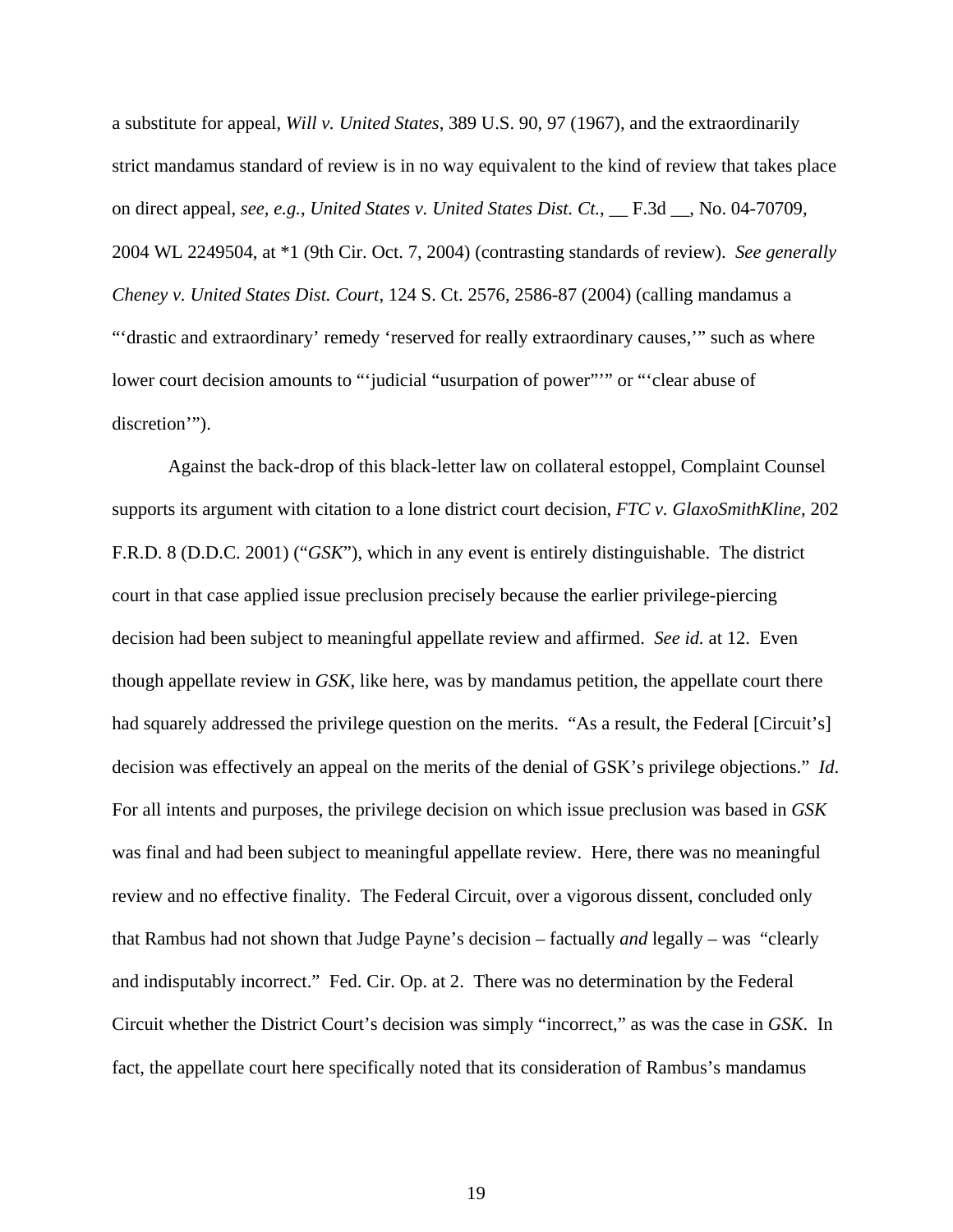a substitute for appeal, *Will v. United States*, 389 U.S. 90, 97 (1967), and the extraordinarily strict mandamus standard of review is in no way equivalent to the kind of review that takes place on direct appeal, *see, e.g.*, *United States v. United States Dist. Ct.*, __ F.3d __, No. 04-70709, 2004 WL 2249504, at *1 (9th Cir. Oct. 7, 2004) (contrasting standards of review). *See generally Cheney v. United States Dist. Court*, 124 S. Ct. 2576, 2586-87 (2004) (calling mandamus a "'drastic and extraordinary' remedy 'reserved for really extraordinary causes,'" such as where lower court decision amounts to "'judicial "usurpation of power"'" or "'clear abuse of discretion'").

Against the back-drop of this black-letter law on collateral estoppel, Complaint Counsel supports its argument with citation to a lone district court decision, *FTC v. GlaxoSmithKline*, 202 F.R.D. 8 (D.D.C. 2001) ("*GSK*"), which in any event is entirely distinguishable. The district court in that case applied issue preclusion precisely because the earlier privilege-piercing decision had been subject to meaningful appellate review and affirmed. *See id.* at 12. Even though appellate review in *GSK*, like here, was by mandamus petition, the appellate court there had squarely addressed the privilege question on the merits. "As a result, the Federal [Circuit's] decision was effectively an appeal on the merits of the denial of GSK's privilege objections." *Id*. For all intents and purposes, the privilege decision on which issue preclusion was based in *GSK* was final and had been subject to meaningful appellate review. Here, there was no meaningful review and no effective finality. The Federal Circuit, over a vigorous dissent, concluded only that Rambus had not shown that Judge Payne's decision – factually *and* legally – was "clearly and indisputably incorrect." Fed. Cir. Op. at 2. There was no determination by the Federal Circuit whether the District Court's decision was simply "incorrect," as was the case in *GSK*. In fact, the appellate court here specifically noted that its consideration of Rambus's mandamus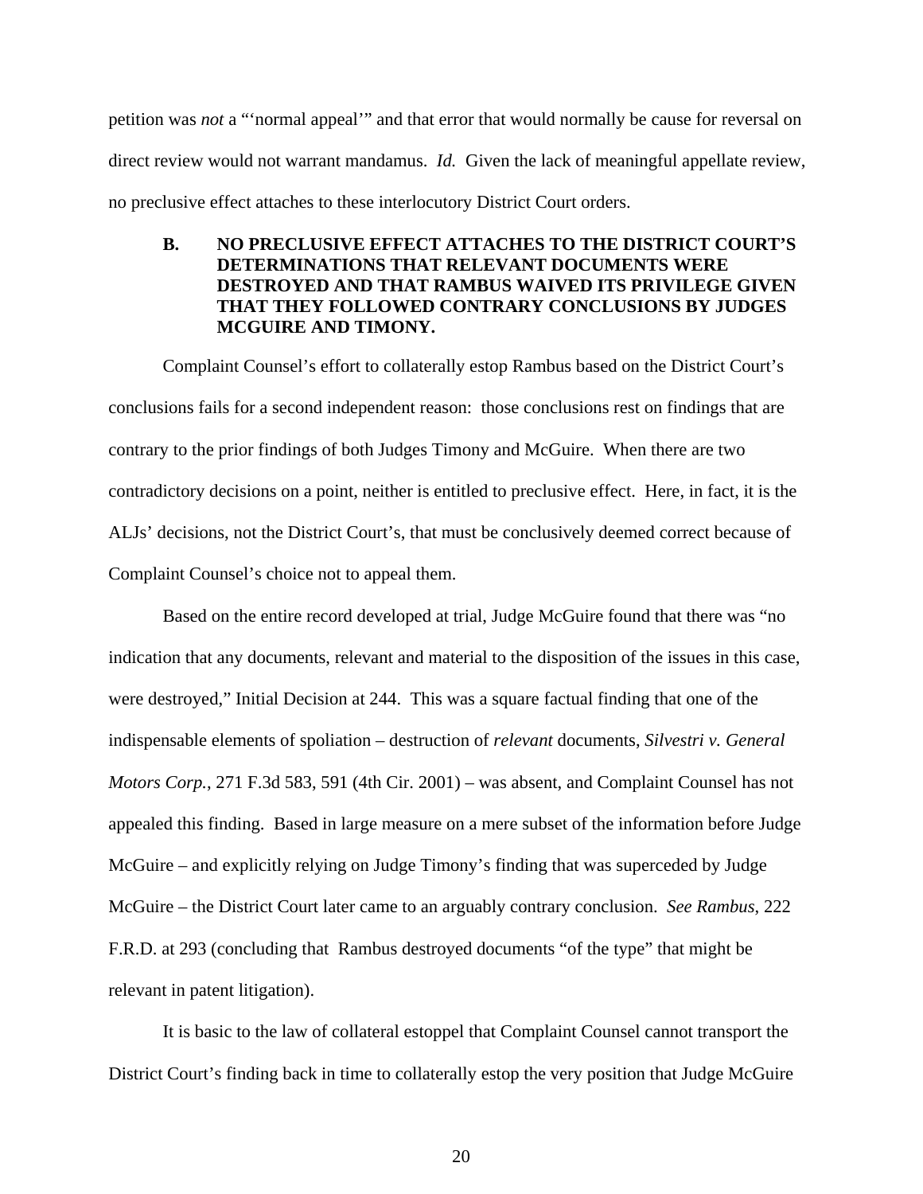petition was *not* a "'normal appeal'" and that error that would normally be cause for reversal on direct review would not warrant mandamus. *Id.* Given the lack of meaningful appellate review, no preclusive effect attaches to these interlocutory District Court orders.

### B. NO PRECLUSIVE EFFECT ATTACHES TO THE DISTRICT COURT'S DETERMINATIONS THAT RELEVANT DOCUMENTS WERE DESTROYED AND THAT RAMBUS WAIVED ITS PRIVILEGE GIVEN THAT THEY FOLLOWED CONTRARY CONCLUSIONS BY JUDGES MCGUIRE AND TIMONY.

Complaint Counsel's effort to collaterally estop Rambus based on the District Court's conclusions fails for a second independent reason: those conclusions rest on findings that are contrary to the prior findings of both Judges Timony and McGuire. When there are two contradictory decisions on a point, neither is entitled to preclusive effect. Here, in fact, it is the ALJs' decisions, not the District Court's, that must be conclusively deemed correct because of Complaint Counsel's choice not to appeal them.

Based on the entire record developed at trial, Judge McGuire found that there was "no indication that any documents, relevant and material to the disposition of the issues in this case, were destroyed," Initial Decision at 244. This was a square factual finding that one of the indispensable elements of spoliation – destruction of *relevant* documents, *Silvestri v. General Motors Corp.*, 271 F.3d 583, 591 (4th Cir. 2001) – was absent, and Complaint Counsel has not appealed this finding. Based in large measure on a mere subset of the information before Judge McGuire – and explicitly relying on Judge Timony's finding that was superceded by Judge McGuire – the District Court later came to an arguably contrary conclusion. *See Rambus*, 222 F.R.D. at 293 (concluding that Rambus destroyed documents "of the type" that might be relevant in patent litigation).

It is basic to the law of collateral estoppel that Complaint Counsel cannot transport the District Court's finding back in time to collaterally estop the very position that Judge McGuire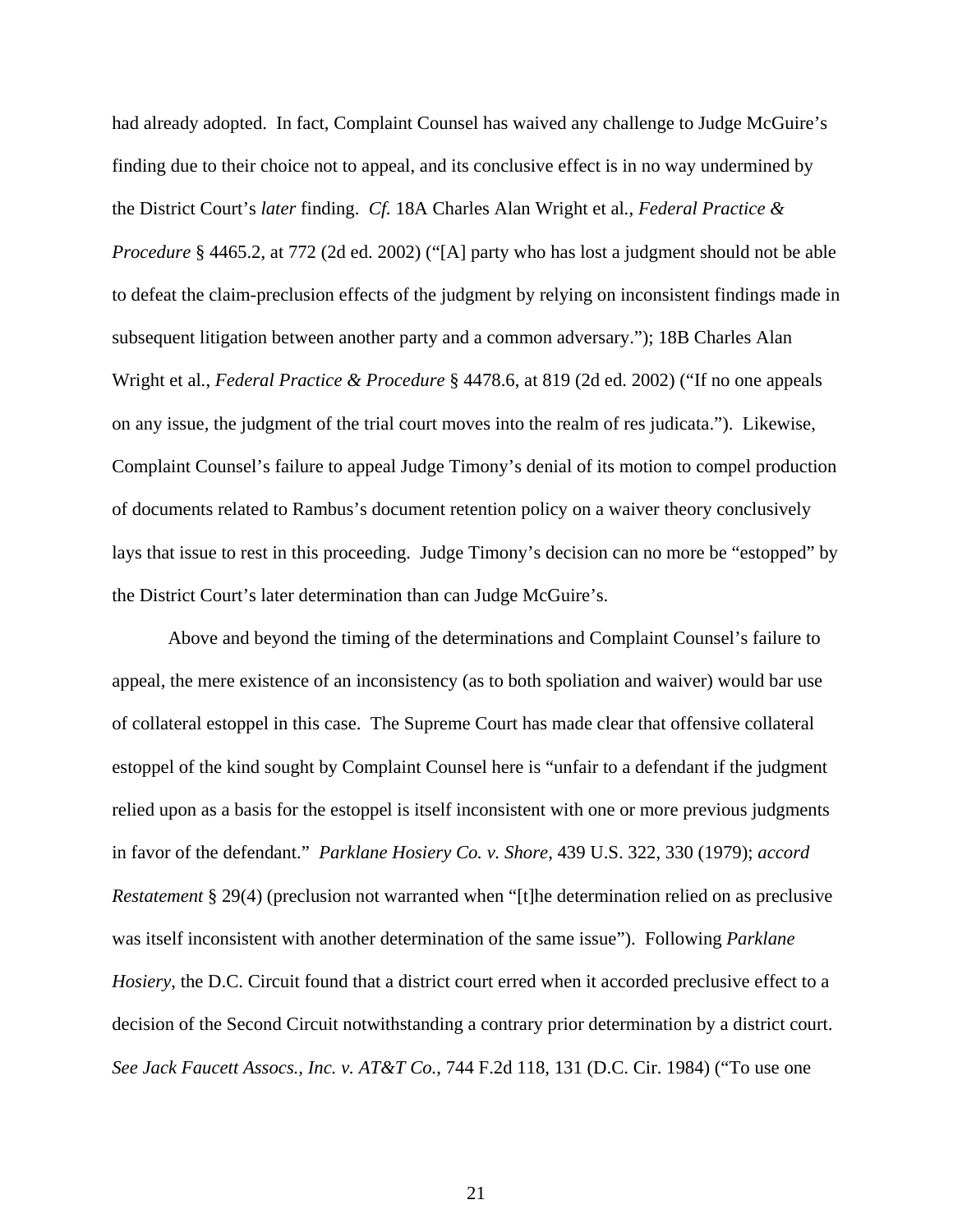had already adopted. In fact, Complaint Counsel has waived any challenge to Judge McGuire's finding due to their choice not to appeal, and its conclusive effect is in no way undermined by the District Court's *later* finding. *Cf.* 18A Charles Alan Wright et al., *Federal Practice & Procedure* § 4465.2, at 772 (2d ed. 2002) ("[A] party who has lost a judgment should not be able to defeat the claim-preclusion effects of the judgment by relying on inconsistent findings made in subsequent litigation between another party and a common adversary."); 18B Charles Alan Wright et al., *Federal Practice & Procedure* § 4478.6, at 819 (2d ed. 2002) ("If no one appeals on any issue, the judgment of the trial court moves into the realm of res judicata."). Likewise, Complaint Counsel's failure to appeal Judge Timony's denial of its motion to compel production of documents related to Rambus's document retention policy on a waiver theory conclusively lays that issue to rest in this proceeding. Judge Timony's decision can no more be "estopped" by the District Court's later determination than can Judge McGuire's.

Above and beyond the timing of the determinations and Complaint Counsel's failure to appeal, the mere existence of an inconsistency (as to both spoliation and waiver) would bar use of collateral estoppel in this case. The Supreme Court has made clear that offensive collateral estoppel of the kind sought by Complaint Counsel here is "unfair to a defendant if the judgment relied upon as a basis for the estoppel is itself inconsistent with one or more previous judgments in favor of the defendant." *Parklane Hosiery Co. v. Shore*, 439 U.S. 322, 330 (1979); *accord Restatement* § 29(4) (preclusion not warranted when "[t]he determination relied on as preclusive was itself inconsistent with another determination of the same issue"). Following *Parklane Hosiery*, the D.C. Circuit found that a district court erred when it accorded preclusive effect to a decision of the Second Circuit notwithstanding a contrary prior determination by a district court. *See Jack Faucett Assocs., Inc. v. AT&T Co.*, 744 F.2d 118, 131 (D.C. Cir. 1984) ("To use one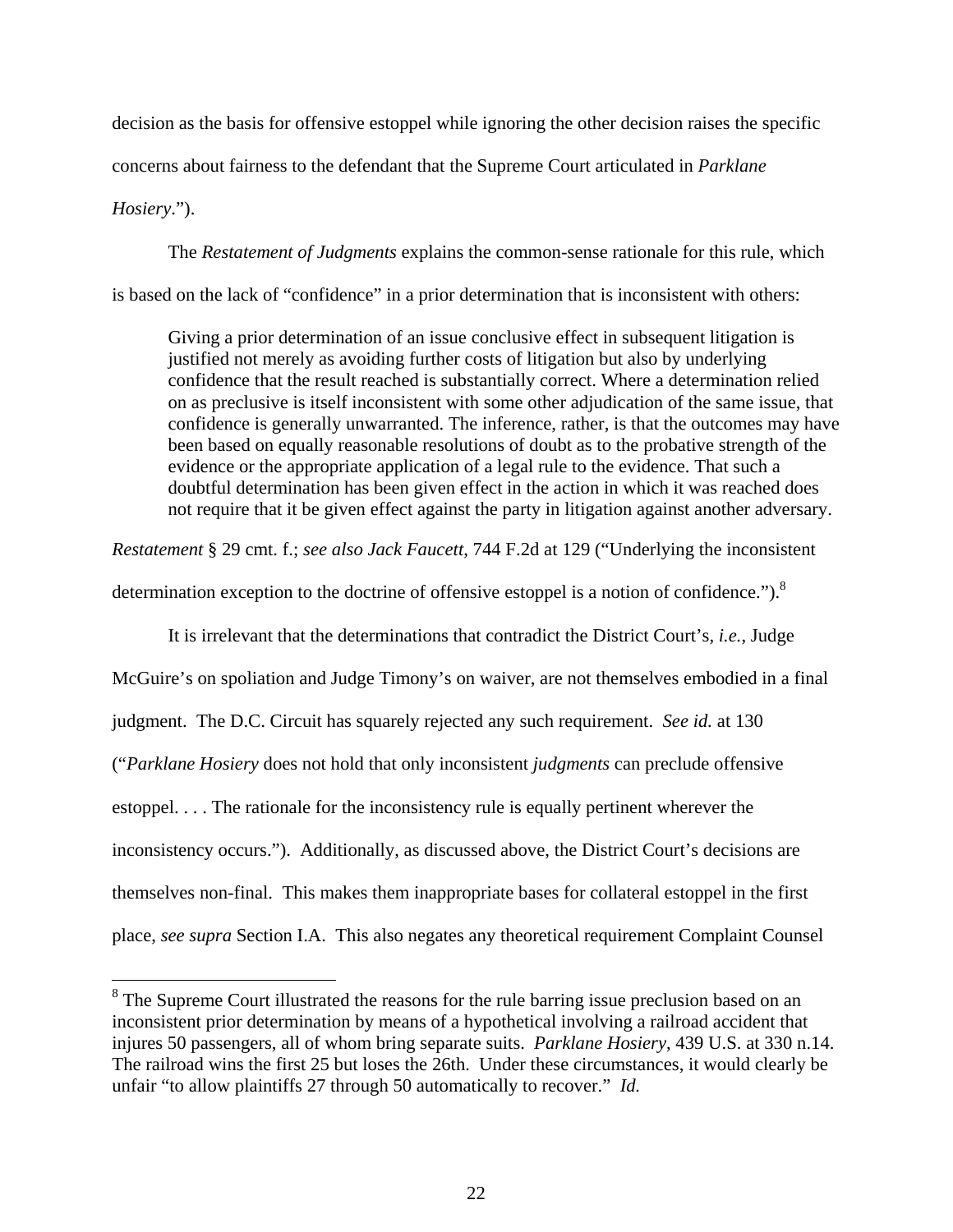decision as the basis for offensive estoppel while ignoring the other decision raises the specific concerns about fairness to the defendant that the Supreme Court articulated in *Parklane Hosiery*.").

The *Restatement of Judgments* explains the common-sense rationale for this rule, which is based on the lack of "confidence" in a prior determination that is inconsistent with others:

> Giving a prior determination of an issue conclusive effect in subsequent litigation is justified not merely as avoiding further costs of litigation but also by underlying confidence that the result reached is substantially correct. Where a determination relied on as preclusive is itself inconsistent with some other adjudication of the same issue, that confidence is generally unwarranted. The inference, rather, is that the outcomes may have been based on equally reasonable resolutions of doubt as to the probative strength of the evidence or the appropriate application of a legal rule to the evidence. That such a doubtful determination has been given effect in the action in which it was reached does not require that it be given effect against the party in litigation against another adversary.

*Restatement* § 29 cmt. f.; *see also Jack Faucett*, 744 F.2d at 129 ("Underlying the inconsistent determination exception to the doctrine of offensive estoppel is a notion of confidence.").[8]

It is irrelevant that the determinations that contradict the District Court's, *i.e.*, Judge McGuire's on spoliation and Judge Timony's on waiver, are not themselves embodied in a final judgment. The D.C. Circuit has squarely rejected any such requirement. *See id.* at 130 ("*Parklane Hosiery* does not hold that only inconsistent *judgments* can preclude offensive estoppel. . . . The rationale for the inconsistency rule is equally pertinent wherever the inconsistency occurs."). Additionally, as discussed above, the District Court's decisions are themselves non-final. This makes them inappropriate bases for collateral estoppel in the first place, *see supra* Section I.A. This also negates any theoretical requirement Complaint Counsel

---

[8] The Supreme Court illustrated the reasons for the rule barring issue preclusion based on an inconsistent prior determination by means of a hypothetical involving a railroad accident that injures 50 passengers, all of whom bring separate suits. *Parklane Hosiery*, 439 U.S. at 330 n.14. The railroad wins the first 25 but loses the 26th. Under these circumstances, it would clearly be unfair "to allow plaintiffs 27 through 50 automatically to recover." *Id.*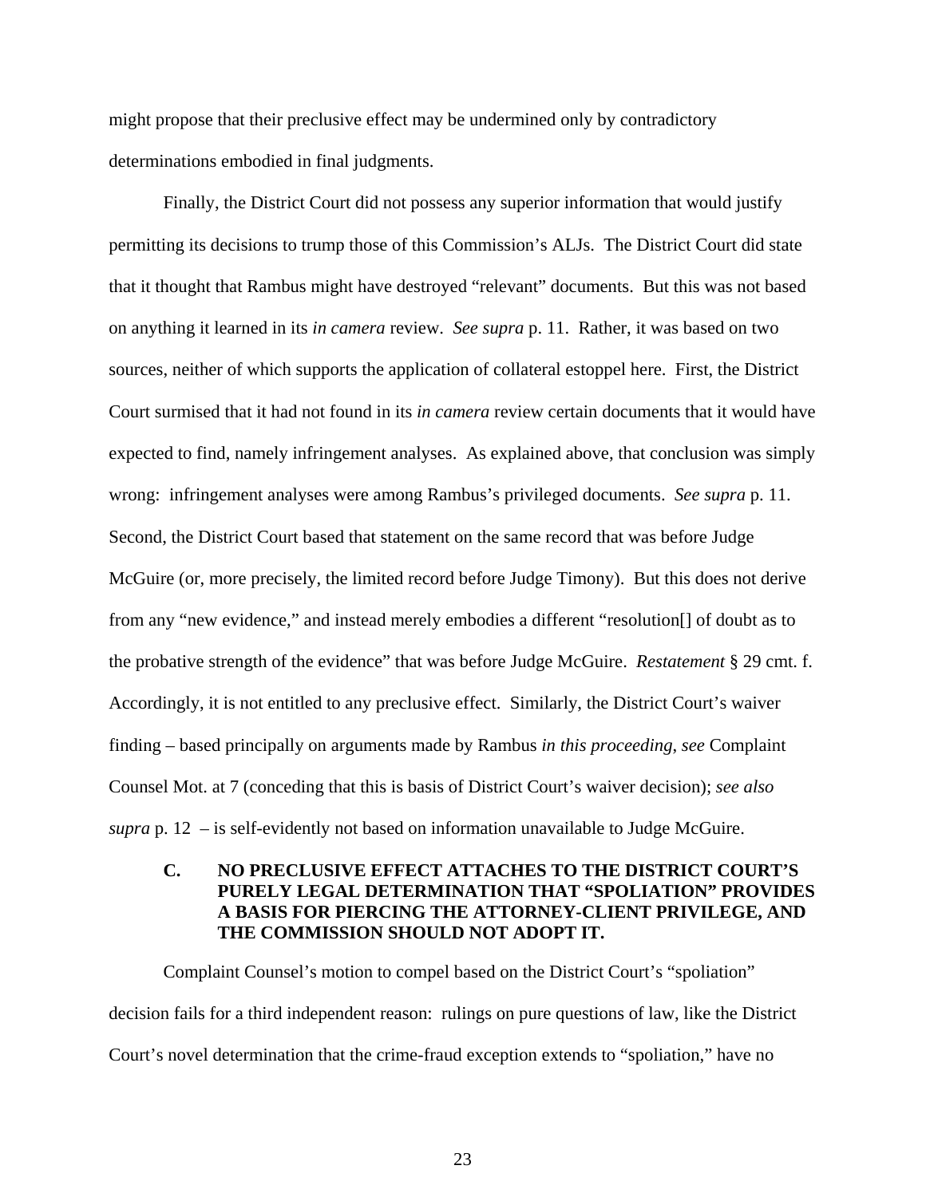might propose that their preclusive effect may be undermined only by contradictory determinations embodied in final judgments.

Finally, the District Court did not possess any superior information that would justify permitting its decisions to trump those of this Commission's ALJs. The District Court did state that it thought that Rambus might have destroyed "relevant" documents. But this was not based on anything it learned in its *in camera* review. *See supra* p. 11. Rather, it was based on two sources, neither of which supports the application of collateral estoppel here. First, the District Court surmised that it had not found in its *in camera* review certain documents that it would have expected to find, namely infringement analyses. As explained above, that conclusion was simply wrong: infringement analyses were among Rambus's privileged documents. *See supra* p. 11. Second, the District Court based that statement on the same record that was before Judge McGuire (or, more precisely, the limited record before Judge Timony). But this does not derive from any "new evidence," and instead merely embodies a different "resolution[] of doubt as to the probative strength of the evidence" that was before Judge McGuire. *Restatement* § 29 cmt. f. Accordingly, it is not entitled to any preclusive effect. Similarly, the District Court's waiver finding – based principally on arguments made by Rambus *in this proceeding*, *see* Complaint Counsel Mot. at 7 (conceding that this is basis of District Court's waiver decision); *see also supra* p. 12 – is self-evidently not based on information unavailable to Judge McGuire.

### C. NO PRECLUSIVE EFFECT ATTACHES TO THE DISTRICT COURT'S PURELY LEGAL DETERMINATION THAT "SPOLIATION" PROVIDES A BASIS FOR PIERCING THE ATTORNEY-CLIENT PRIVILEGE, AND THE COMMISSION SHOULD NOT ADOPT IT.

Complaint Counsel's motion to compel based on the District Court's "spoliation" decision fails for a third independent reason: rulings on pure questions of law, like the District Court's novel determination that the crime-fraud exception extends to "spoliation," have no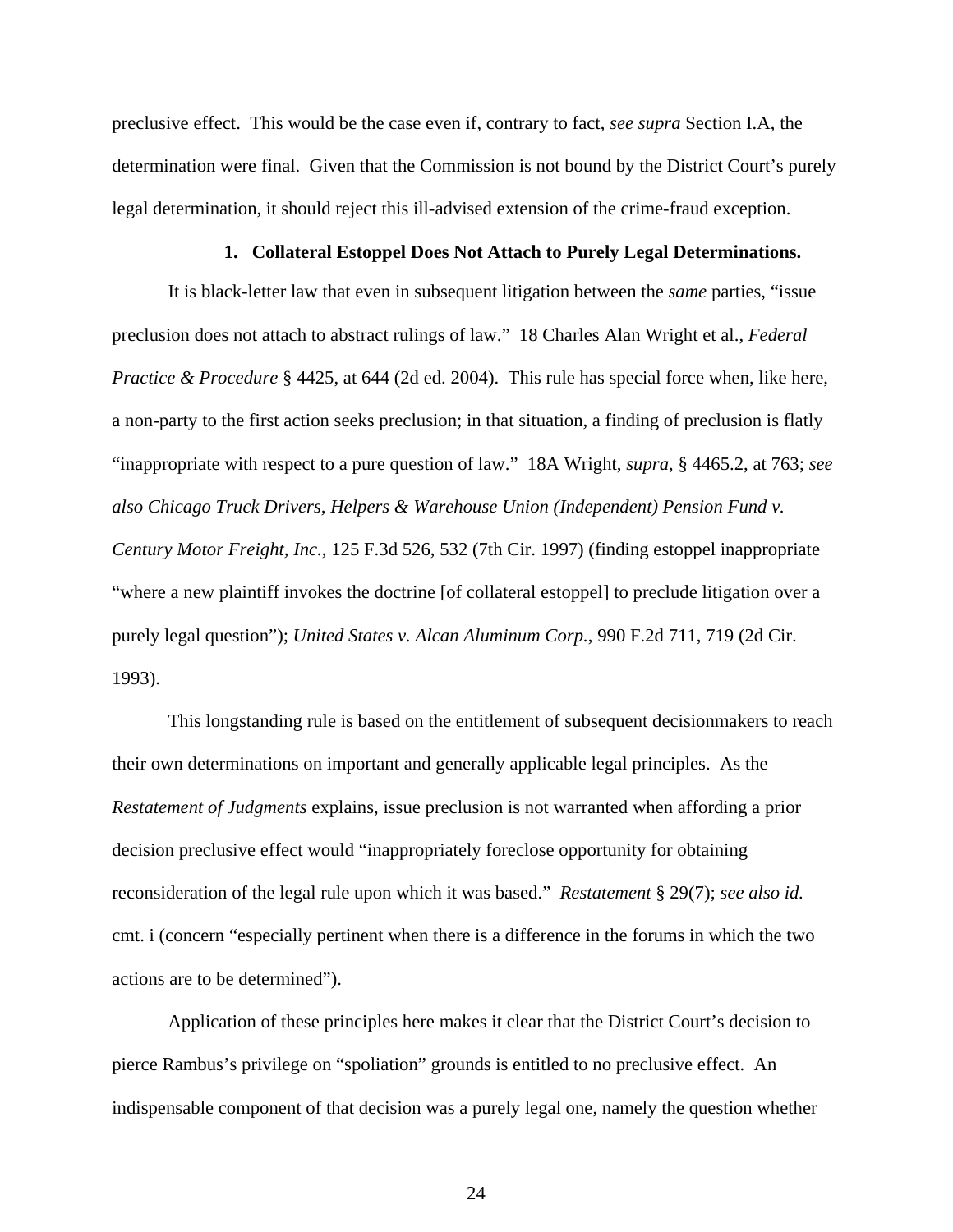preclusive effect. This would be the case even if, contrary to fact, *see supra* Section I.A, the determination were final. Given that the Commission is not bound by the District Court's purely legal determination, it should reject this ill-advised extension of the crime-fraud exception.

#### 1. Collateral Estoppel Does Not Attach to Purely Legal Determinations.

It is black-letter law that even in subsequent litigation between the *same* parties, "issue preclusion does not attach to abstract rulings of law." 18 Charles Alan Wright et al., *Federal Practice & Procedure* § 4425, at 644 (2d ed. 2004). This rule has special force when, like here, a non-party to the first action seeks preclusion; in that situation, a finding of preclusion is flatly "inappropriate with respect to a pure question of law." 18A Wright, *supra*, § 4465.2, at 763; *see also Chicago Truck Drivers, Helpers & Warehouse Union (Independent) Pension Fund v. Century Motor Freight, Inc.*, 125 F.3d 526, 532 (7th Cir. 1997) (finding estoppel inappropriate "where a new plaintiff invokes the doctrine [of collateral estoppel] to preclude litigation over a purely legal question"); *United States v. Alcan Aluminum Corp.*, 990 F.2d 711, 719 (2d Cir. 1993).

This longstanding rule is based on the entitlement of subsequent decisionmakers to reach their own determinations on important and generally applicable legal principles. As the *Restatement of Judgments* explains, issue preclusion is not warranted when affording a prior decision preclusive effect would "inappropriately foreclose opportunity for obtaining reconsideration of the legal rule upon which it was based." *Restatement* § 29(7); *see also id.* cmt. i (concern "especially pertinent when there is a difference in the forums in which the two actions are to be determined").

Application of these principles here makes it clear that the District Court's decision to pierce Rambus's privilege on "spoliation" grounds is entitled to no preclusive effect. An indispensable component of that decision was a purely legal one, namely the question whether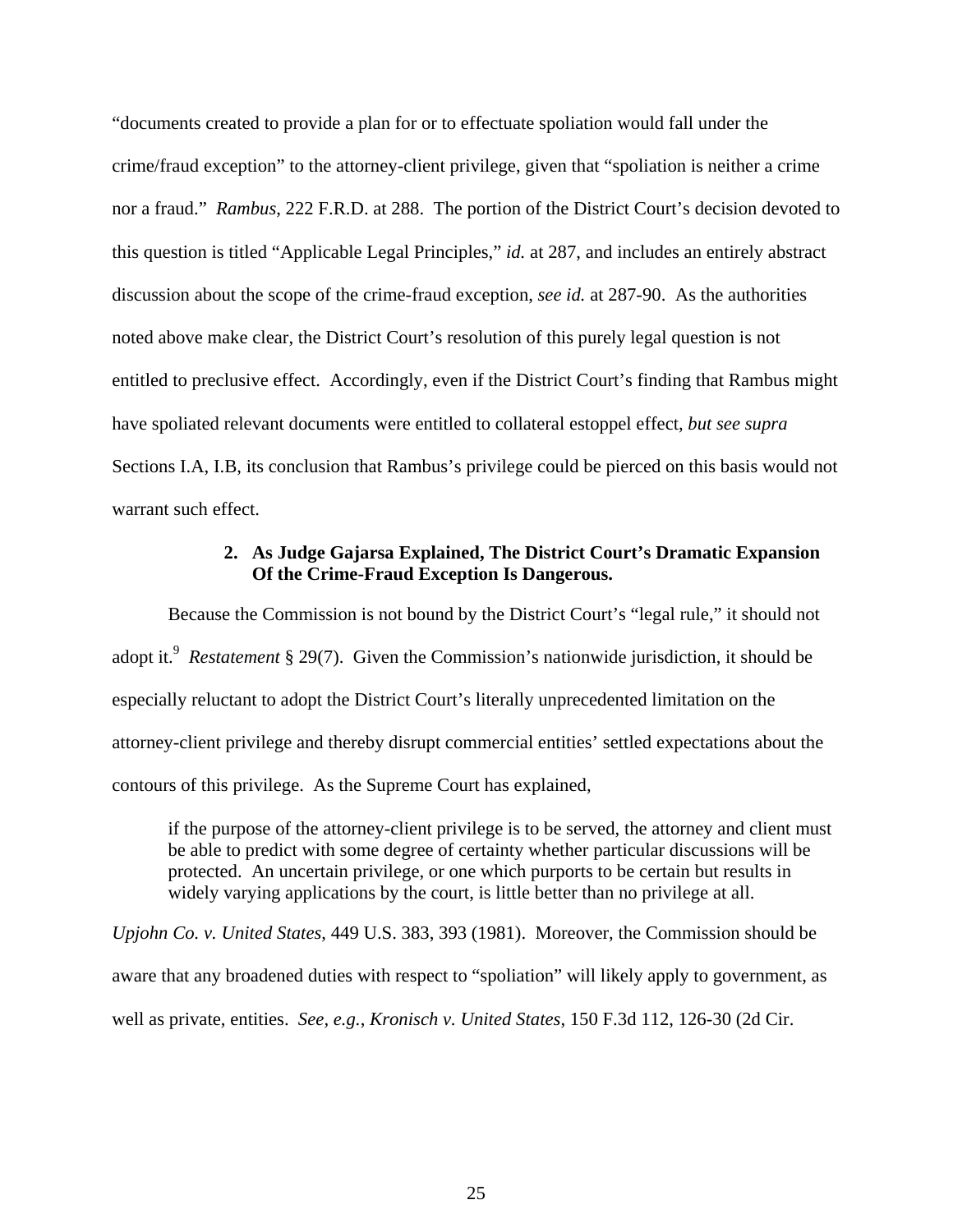"documents created to provide a plan for or to effectuate spoliation would fall under the crime/fraud exception" to the attorney-client privilege, given that "spoliation is neither a crime nor a fraud." *Rambus*, 222 F.R.D. at 288. The portion of the District Court's decision devoted to this question is titled "Applicable Legal Principles," *id.* at 287, and includes an entirely abstract discussion about the scope of the crime-fraud exception, *see id.* at 287-90. As the authorities noted above make clear, the District Court's resolution of this purely legal question is not entitled to preclusive effect. Accordingly, even if the District Court's finding that Rambus might have spoliated relevant documents were entitled to collateral estoppel effect, *but see supra* Sections I.A, I.B, its conclusion that Rambus's privilege could be pierced on this basis would not warrant such effect.

**2. As Judge Gajarsa Explained, The District Court's Dramatic Expansion Of the Crime-Fraud Exception Is Dangerous.**

Because the Commission is not bound by the District Court's "legal rule," it should not adopt it.[9] *Restatement* § 29(7). Given the Commission's nationwide jurisdiction, it should be especially reluctant to adopt the District Court's literally unprecedented limitation on the attorney-client privilege and thereby disrupt commercial entities' settled expectations about the contours of this privilege. As the Supreme Court has explained,

> if the purpose of the attorney-client privilege is to be served, the attorney and client must be able to predict with some degree of certainty whether particular discussions will be protected. An uncertain privilege, or one which purports to be certain but results in widely varying applications by the court, is little better than no privilege at all.

*Upjohn Co. v. United States*, 449 U.S. 383, 393 (1981). Moreover, the Commission should be aware that any broadened duties with respect to "spoliation" will likely apply to government, as well as private, entities. *See, e.g.*, *Kronisch v. United States*, 150 F.3d 112, 126-30 (2d Cir.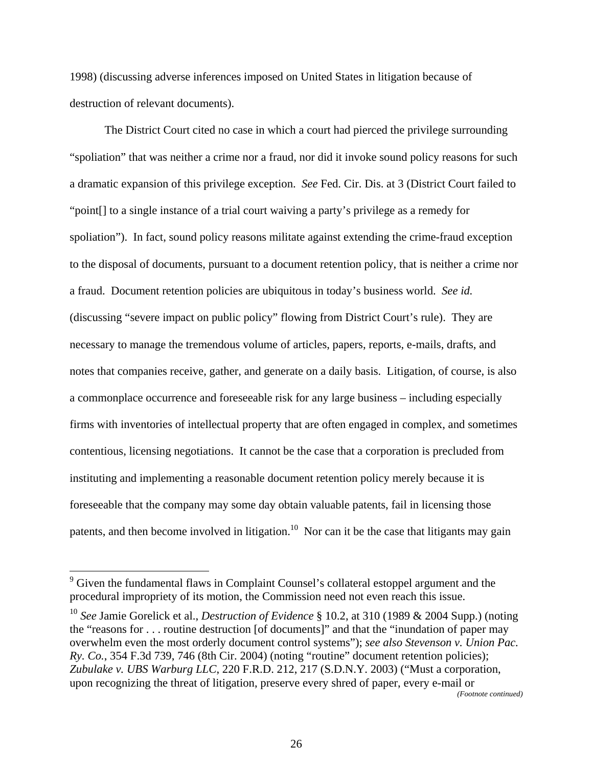1998) (discussing adverse inferences imposed on United States in litigation because of destruction of relevant documents).

The District Court cited no case in which a court had pierced the privilege surrounding "spoliation" that was neither a crime nor a fraud, nor did it invoke sound policy reasons for such a dramatic expansion of this privilege exception. *See* Fed. Cir. Dis. at 3 (District Court failed to "point[] to a single instance of a trial court waiving a party's privilege as a remedy for spoliation"). In fact, sound policy reasons militate against extending the crime-fraud exception to the disposal of documents, pursuant to a document retention policy, that is neither a crime nor a fraud. Document retention policies are ubiquitous in today's business world. *See id.* (discussing "severe impact on public policy" flowing from District Court's rule). They are necessary to manage the tremendous volume of articles, papers, reports, e-mails, drafts, and notes that companies receive, gather, and generate on a daily basis. Litigation, of course, is also a commonplace occurrence and foreseeable risk for any large business – including especially firms with inventories of intellectual property that are often engaged in complex, and sometimes contentious, licensing negotiations. It cannot be the case that a corporation is precluded from instituting and implementing a reasonable document retention policy merely because it is foreseeable that the company may some day obtain valuable patents, fail in licensing those patents, and then become involved in litigation.[10] Nor can it be the case that litigants may gain

---

[9] Given the fundamental flaws in Complaint Counsel's collateral estoppel argument and the procedural impropriety of its motion, the Commission need not even reach this issue.

[10] *See* Jamie Gorelick et al., *Destruction of Evidence* § 10.2, at 310 (1989 & 2004 Supp.) (noting the "reasons for . . . routine destruction [of documents]" and that the "inundation of paper may overwhelm even the most orderly document control systems"); *see also Stevenson v. Union Pac. Ry. Co.*, 354 F.3d 739, 746 (8th Cir. 2004) (noting "routine" document retention policies); *Zubulake v. UBS Warburg LLC*, 220 F.R.D. 212, 217 (S.D.N.Y. 2003) ("Must a corporation, upon recognizing the threat of litigation, preserve every shred of paper, every e-mail or

*(Footnote continued)*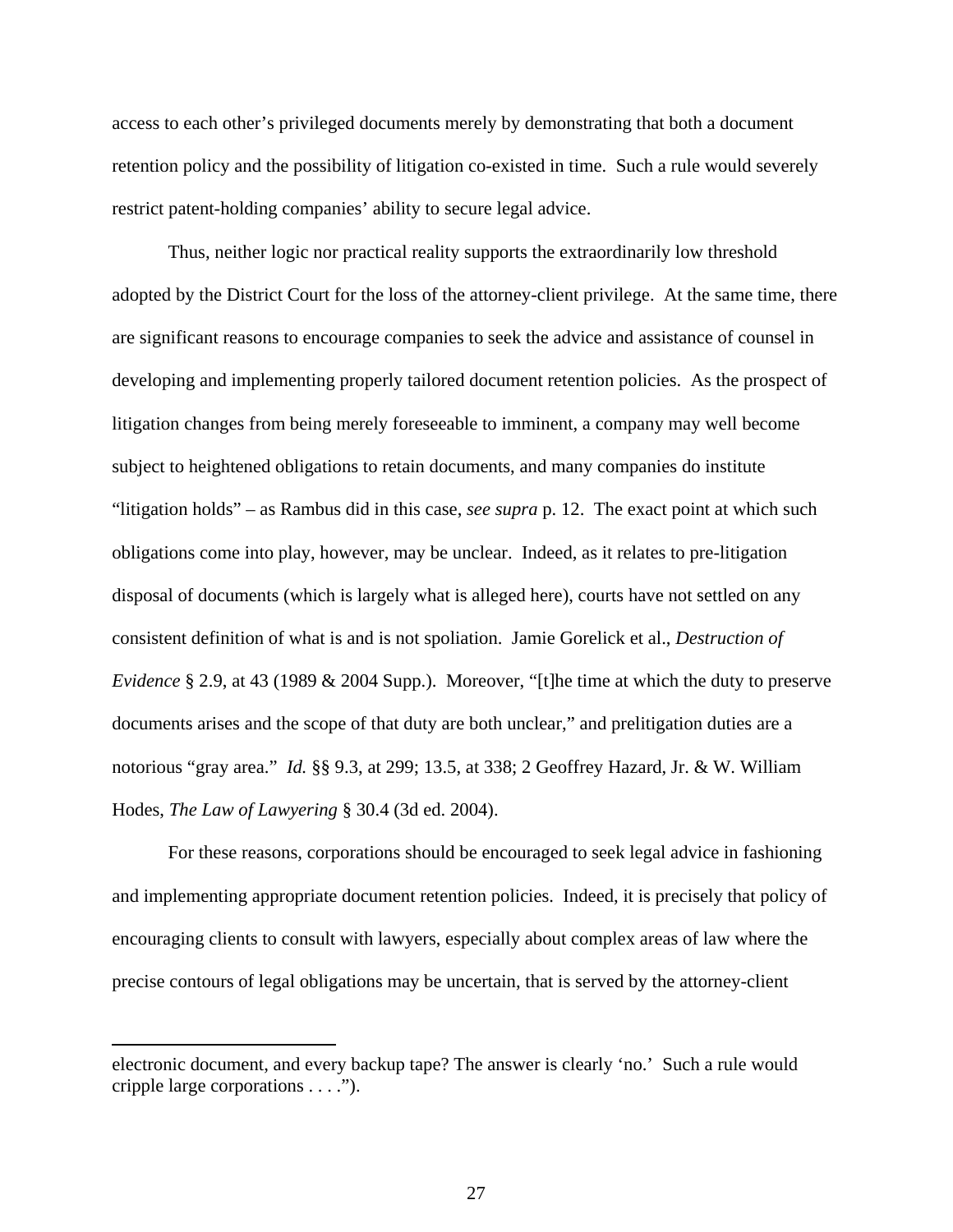access to each other's privileged documents merely by demonstrating that both a document retention policy and the possibility of litigation co-existed in time. Such a rule would severely restrict patent-holding companies' ability to secure legal advice.

Thus, neither logic nor practical reality supports the extraordinarily low threshold adopted by the District Court for the loss of the attorney-client privilege. At the same time, there are significant reasons to encourage companies to seek the advice and assistance of counsel in developing and implementing properly tailored document retention policies. As the prospect of litigation changes from being merely foreseeable to imminent, a company may well become subject to heightened obligations to retain documents, and many companies do institute "litigation holds" – as Rambus did in this case, *see supra* p. 12. The exact point at which such obligations come into play, however, may be unclear. Indeed, as it relates to pre-litigation disposal of documents (which is largely what is alleged here), courts have not settled on any consistent definition of what is and is not spoliation. Jamie Gorelick et al., *Destruction of Evidence* § 2.9, at 43 (1989 & 2004 Supp.). Moreover, "[t]he time at which the duty to preserve documents arises and the scope of that duty are both unclear," and prelitigation duties are a notorious "gray area." *Id.* §§ 9.3, at 299; 13.5, at 338; 2 Geoffrey Hazard, Jr. & W. William Hodes, *The Law of Lawyering* § 30.4 (3d ed. 2004).

For these reasons, corporations should be encouraged to seek legal advice in fashioning and implementing appropriate document retention policies. Indeed, it is precisely that policy of encouraging clients to consult with lawyers, especially about complex areas of law where the precise contours of legal obligations may be uncertain, that is served by the attorney-client

---

electronic document, and every backup tape? The answer is clearly 'no.' Such a rule would cripple large corporations . . . .").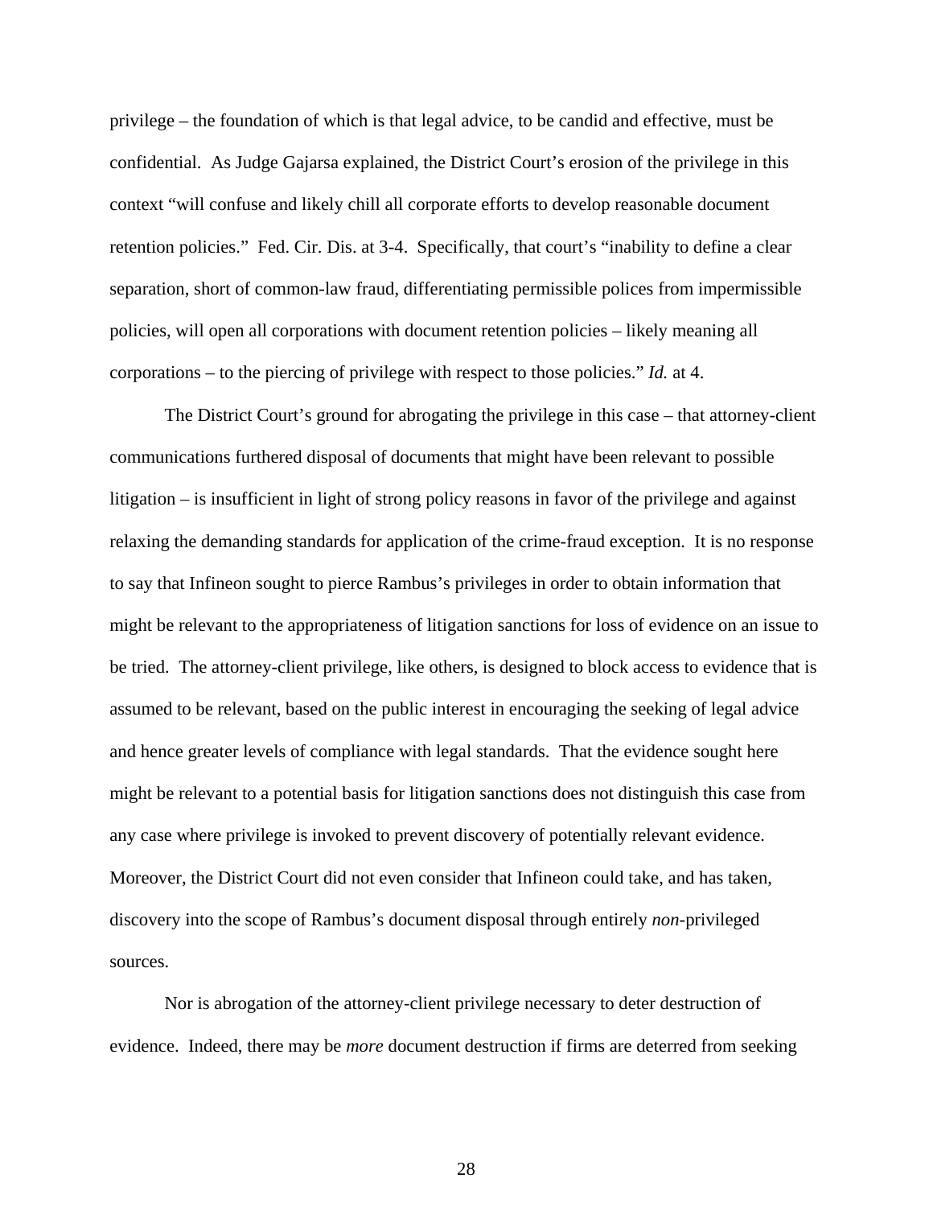privilege – the foundation of which is that legal advice, to be candid and effective, must be confidential. As Judge Gajarsa explained, the District Court's erosion of the privilege in this context "will confuse and likely chill all corporate efforts to develop reasonable document retention policies." Fed. Cir. Dis. at 3-4. Specifically, that court's "inability to define a clear separation, short of common-law fraud, differentiating permissible polices from impermissible policies, will open all corporations with document retention policies – likely meaning all corporations – to the piercing of privilege with respect to those policies." *Id.* at 4.

The District Court's ground for abrogating the privilege in this case – that attorney-client communications furthered disposal of documents that might have been relevant to possible litigation – is insufficient in light of strong policy reasons in favor of the privilege and against relaxing the demanding standards for application of the crime-fraud exception. It is no response to say that Infineon sought to pierce Rambus's privileges in order to obtain information that might be relevant to the appropriateness of litigation sanctions for loss of evidence on an issue to be tried. The attorney-client privilege, like others, is designed to block access to evidence that is assumed to be relevant, based on the public interest in encouraging the seeking of legal advice and hence greater levels of compliance with legal standards. That the evidence sought here might be relevant to a potential basis for litigation sanctions does not distinguish this case from any case where privilege is invoked to prevent discovery of potentially relevant evidence. Moreover, the District Court did not even consider that Infineon could take, and has taken, discovery into the scope of Rambus's document disposal through entirely *non*-privileged sources.

Nor is abrogation of the attorney-client privilege necessary to deter destruction of evidence. Indeed, there may be *more* document destruction if firms are deterred from seeking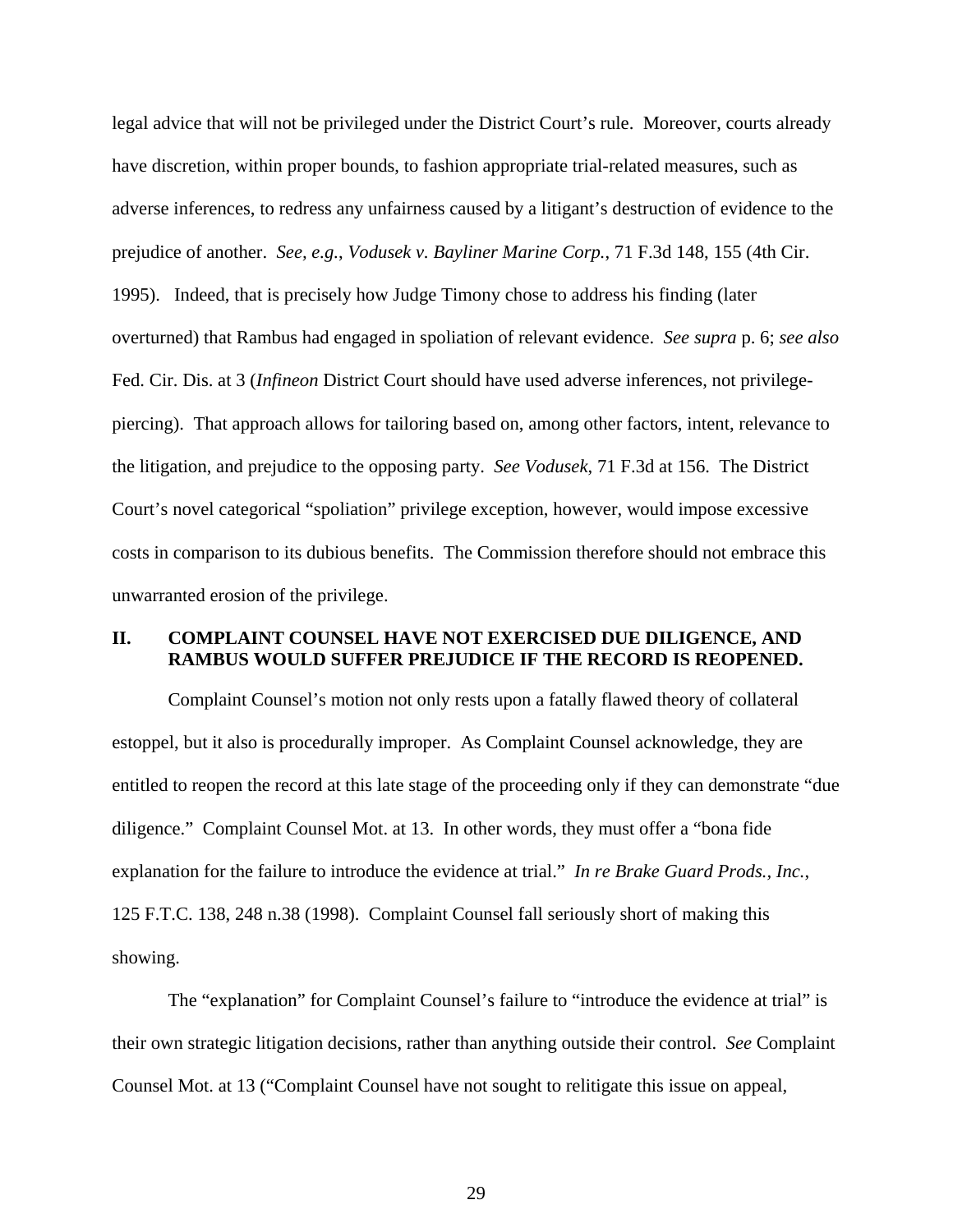legal advice that will not be privileged under the District Court's rule. Moreover, courts already have discretion, within proper bounds, to fashion appropriate trial-related measures, such as adverse inferences, to redress any unfairness caused by a litigant's destruction of evidence to the prejudice of another. *See, e.g.*, *Vodusek v. Bayliner Marine Corp.*, 71 F.3d 148, 155 (4th Cir. 1995). Indeed, that is precisely how Judge Timony chose to address his finding (later overturned) that Rambus had engaged in spoliation of relevant evidence. *See supra* p. 6; *see also* Fed. Cir. Dis. at 3 (*Infineon* District Court should have used adverse inferences, not privilege-piercing). That approach allows for tailoring based on, among other factors, intent, relevance to the litigation, and prejudice to the opposing party. *See Vodusek*, 71 F.3d at 156. The District Court's novel categorical "spoliation" privilege exception, however, would impose excessive costs in comparison to its dubious benefits. The Commission therefore should not embrace this unwarranted erosion of the privilege.

## II. COMPLAINT COUNSEL HAVE NOT EXERCISED DUE DILIGENCE, AND RAMBUS WOULD SUFFER PREJUDICE IF THE RECORD IS REOPENED.

Complaint Counsel's motion not only rests upon a fatally flawed theory of collateral estoppel, but it also is procedurally improper. As Complaint Counsel acknowledge, they are entitled to reopen the record at this late stage of the proceeding only if they can demonstrate "due diligence." Complaint Counsel Mot. at 13. In other words, they must offer a "bona fide explanation for the failure to introduce the evidence at trial." *In re Brake Guard Prods., Inc.*, 125 F.T.C. 138, 248 n.38 (1998). Complaint Counsel fall seriously short of making this showing.

The "explanation" for Complaint Counsel's failure to "introduce the evidence at trial" is their own strategic litigation decisions, rather than anything outside their control. *See* Complaint Counsel Mot. at 13 ("Complaint Counsel have not sought to relitigate this issue on appeal,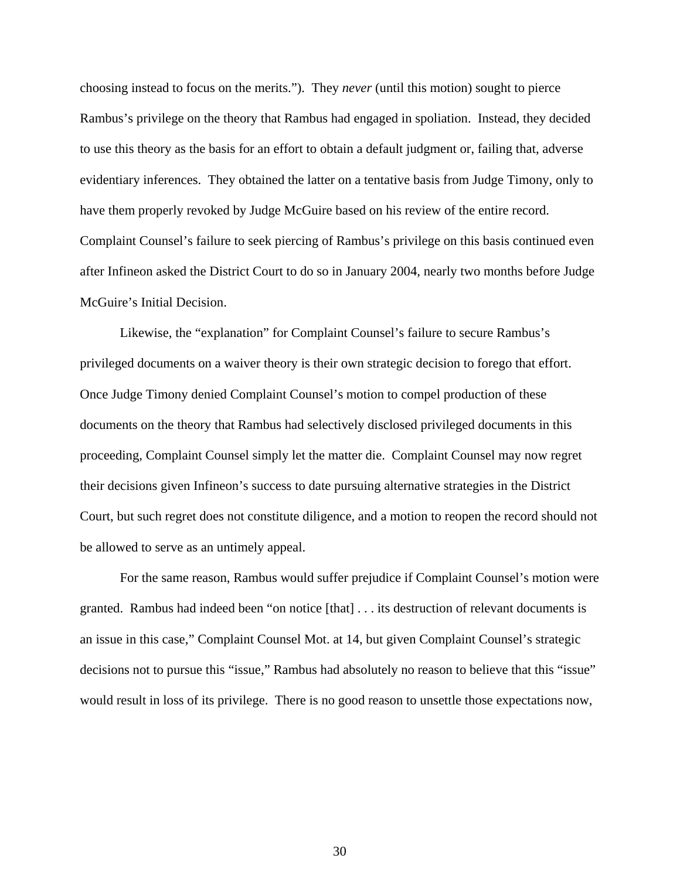choosing instead to focus on the merits."). They *never* (until this motion) sought to pierce Rambus's privilege on the theory that Rambus had engaged in spoliation. Instead, they decided to use this theory as the basis for an effort to obtain a default judgment or, failing that, adverse evidentiary inferences. They obtained the latter on a tentative basis from Judge Timony, only to have them properly revoked by Judge McGuire based on his review of the entire record. Complaint Counsel's failure to seek piercing of Rambus's privilege on this basis continued even after Infineon asked the District Court to do so in January 2004, nearly two months before Judge McGuire's Initial Decision.

Likewise, the "explanation" for Complaint Counsel's failure to secure Rambus's privileged documents on a waiver theory is their own strategic decision to forego that effort. Once Judge Timony denied Complaint Counsel's motion to compel production of these documents on the theory that Rambus had selectively disclosed privileged documents in this proceeding, Complaint Counsel simply let the matter die. Complaint Counsel may now regret their decisions given Infineon's success to date pursuing alternative strategies in the District Court, but such regret does not constitute diligence, and a motion to reopen the record should not be allowed to serve as an untimely appeal.

For the same reason, Rambus would suffer prejudice if Complaint Counsel's motion were granted. Rambus had indeed been "on notice [that] . . . its destruction of relevant documents is an issue in this case," Complaint Counsel Mot. at 14, but given Complaint Counsel's strategic decisions not to pursue this "issue," Rambus had absolutely no reason to believe that this "issue" would result in loss of its privilege. There is no good reason to unsettle those expectations now,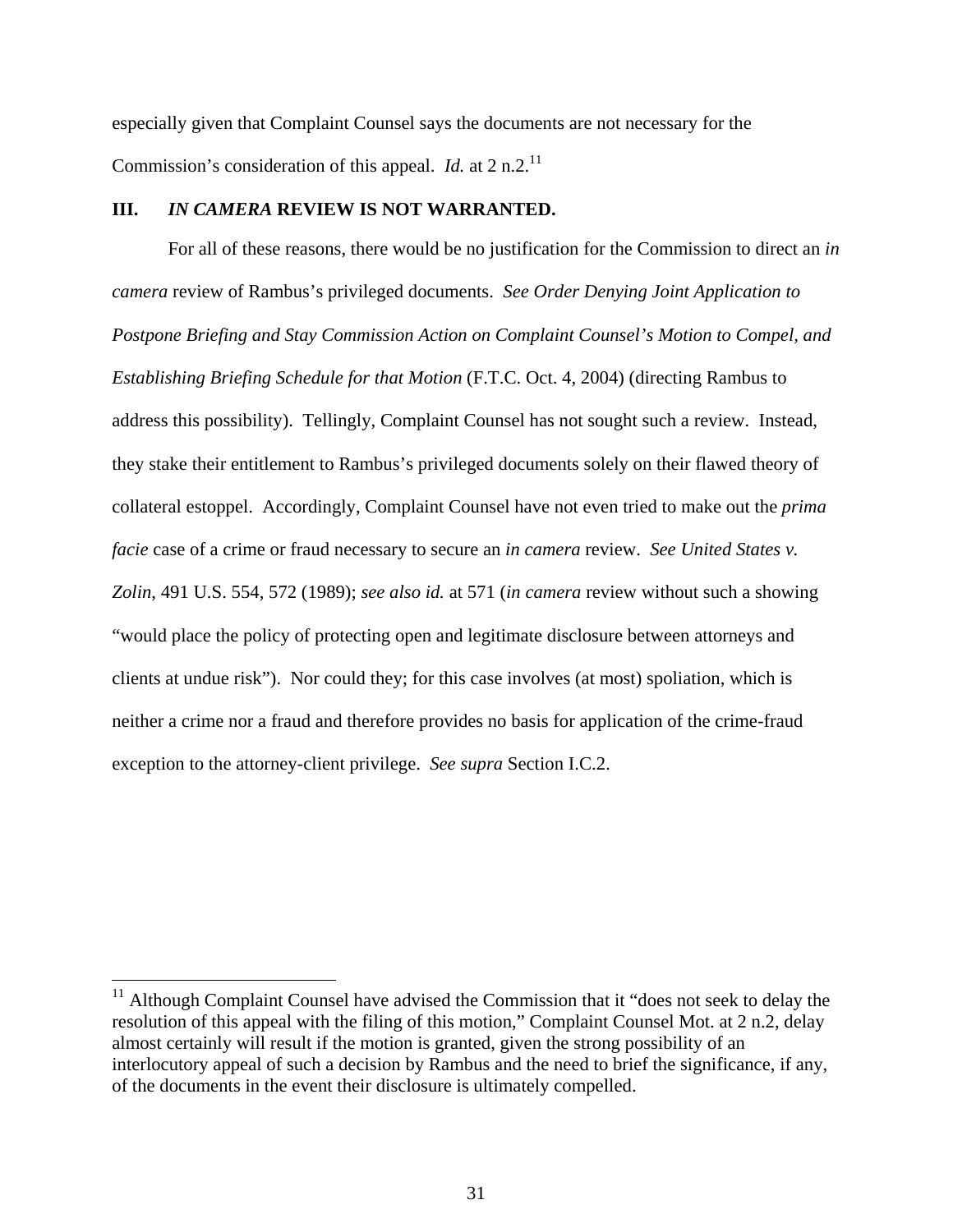especially given that Complaint Counsel says the documents are not necessary for the Commission's consideration of this appeal. *Id.* at 2 n.2.[11]

## III. *IN CAMERA* REVIEW IS NOT WARRANTED.

For all of these reasons, there would be no justification for the Commission to direct an *in camera* review of Rambus's privileged documents. *See Order Denying Joint Application to Postpone Briefing and Stay Commission Action on Complaint Counsel's Motion to Compel, and Establishing Briefing Schedule for that Motion* (F.T.C. Oct. 4, 2004) (directing Rambus to address this possibility). Tellingly, Complaint Counsel has not sought such a review. Instead, they stake their entitlement to Rambus's privileged documents solely on their flawed theory of collateral estoppel. Accordingly, Complaint Counsel have not even tried to make out the *prima facie* case of a crime or fraud necessary to secure an *in camera* review. *See United States v. Zolin*, 491 U.S. 554, 572 (1989); *see also id.* at 571 (*in camera* review without such a showing "would place the policy of protecting open and legitimate disclosure between attorneys and clients at undue risk"). Nor could they; for this case involves (at most) spoliation, which is neither a crime nor a fraud and therefore provides no basis for application of the crime-fraud exception to the attorney-client privilege. *See supra* Section I.C.2.

---

[11] Although Complaint Counsel have advised the Commission that it "does not seek to delay the resolution of this appeal with the filing of this motion," Complaint Counsel Mot. at 2 n.2, delay almost certainly will result if the motion is granted, given the strong possibility of an interlocutory appeal of such a decision by Rambus and the need to brief the significance, if any, of the documents in the event their disclosure is ultimately compelled.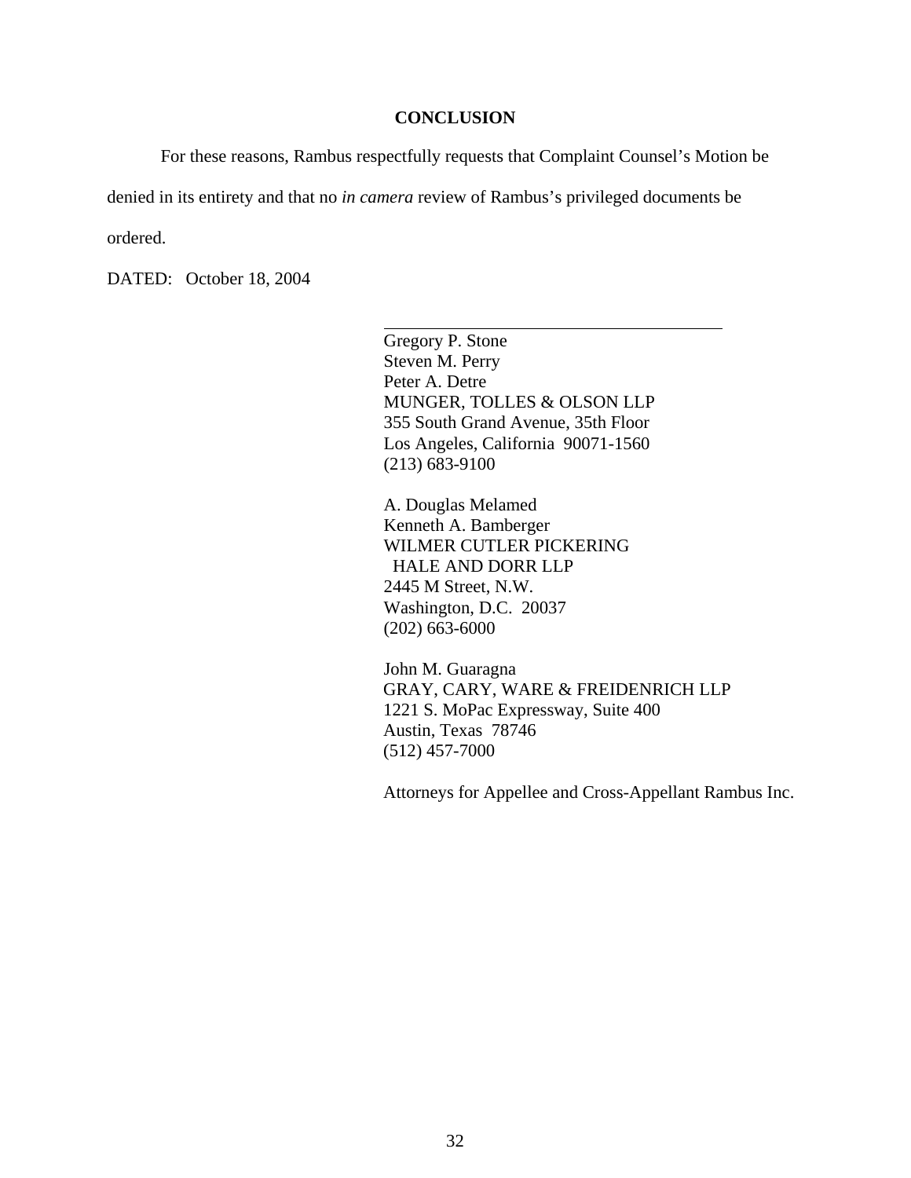## CONCLUSION

For these reasons, Rambus respectfully requests that Complaint Counsel's Motion be denied in its entirety and that no *in camera* review of Rambus's privileged documents be ordered.

DATED: October 18, 2004

Gregory P. Stone
Steven M. Perry
Peter A. Detre
MUNGER, TOLLES & OLSON LLP
355 South Grand Avenue, 35th Floor
Los Angeles, California 90071-1560
(213) 683-9100

A. Douglas Melamed
Kenneth A. Bamberger
WILMER CUTLER PICKERING
HALE AND DORR LLP
2445 M Street, N.W.
Washington, D.C. 20037
(202) 663-6000

John M. Guaragna
GRAY, CARY, WARE & FREIDENRICH LLP
1221 S. MoPac Expressway, Suite 400
Austin, Texas 78746
(512) 457-7000

Attorneys for Appellee and Cross-Appellant Rambus Inc.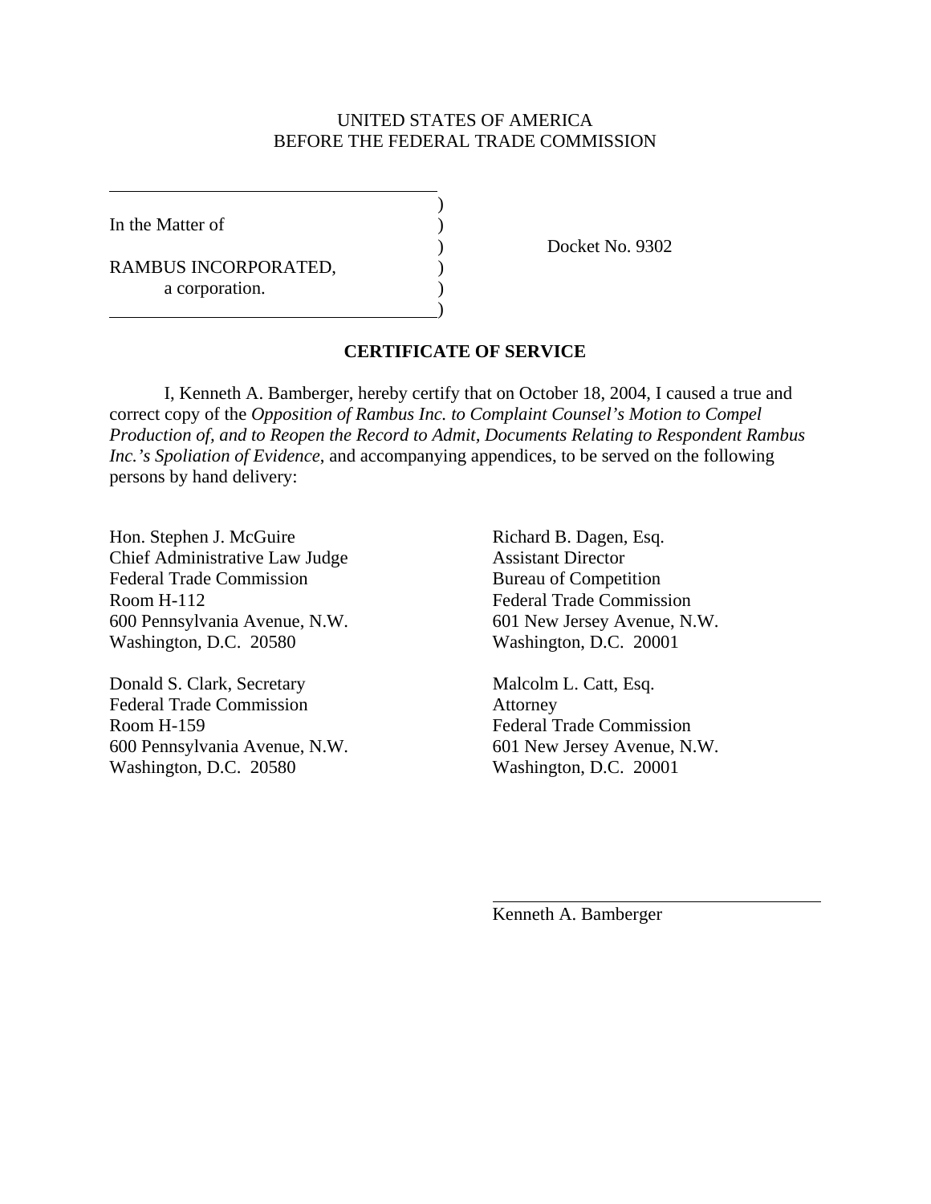UNITED STATES OF AMERICA
BEFORE THE FEDERAL TRADE COMMISSION

In the Matter of

RAMBUS INCORPORATED,
a corporation.

Docket No. 9302

## CERTIFICATE OF SERVICE

I, Kenneth A. Bamberger, hereby certify that on October 18, 2004, I caused a true and correct copy of the *Opposition of Rambus Inc. to Complaint Counsel's Motion to Compel Production of, and to Reopen the Record to Admit, Documents Relating to Respondent Rambus Inc.'s Spoliation of Evidence*, and accompanying appendices, to be served on the following persons by hand delivery:

Hon. Stephen J. McGuire
Chief Administrative Law Judge
Federal Trade Commission
Room H-112
600 Pennsylvania Avenue, N.W.
Washington, D.C. 20580

Donald S. Clark, Secretary
Federal Trade Commission
Room H-159
600 Pennsylvania Avenue, N.W.
Washington, D.C. 20580

Richard B. Dagen, Esq.
Assistant Director
Bureau of Competition
Federal Trade Commission
601 New Jersey Avenue, N.W.
Washington, D.C. 20001

Malcolm L. Catt, Esq.
Attorney
Federal Trade Commission
601 New Jersey Avenue, N.W.
Washington, D.C. 20001

Kenneth A. Bamberger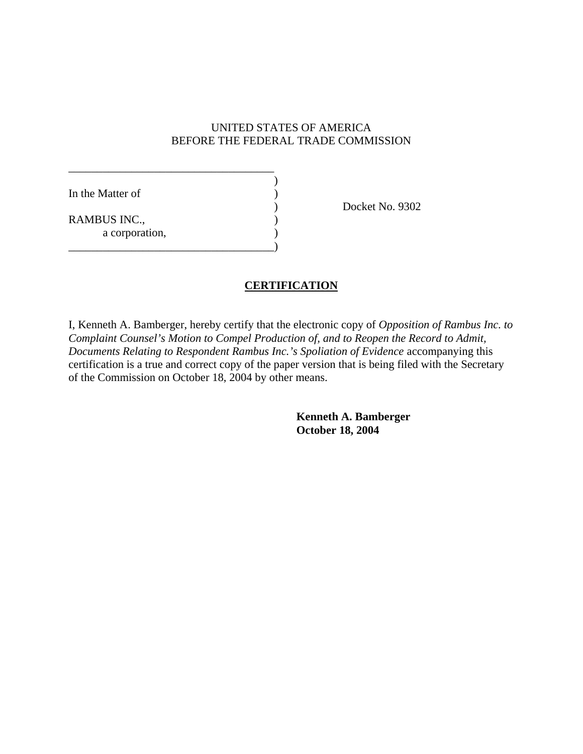UNITED STATES OF AMERICA
BEFORE THE FEDERAL TRADE COMMISSION

| | | |
|---|---|---|
| In the Matter of<br><br>RAMBUS INC.,<br>a corporation, | ) | Docket No. 9302 |

## CERTIFICATION

I, Kenneth A. Bamberger, hereby certify that the electronic copy of *Opposition of Rambus Inc. to Complaint Counsel's Motion to Compel Production of, and to Reopen the Record to Admit, Documents Relating to Respondent Rambus Inc.'s Spoliation of Evidence* accompanying this certification is a true and correct copy of the paper version that is being filed with the Secretary of the Commission on October 18, 2004 by other means.

**Kenneth A. Bamberger**
**October 18, 2004**